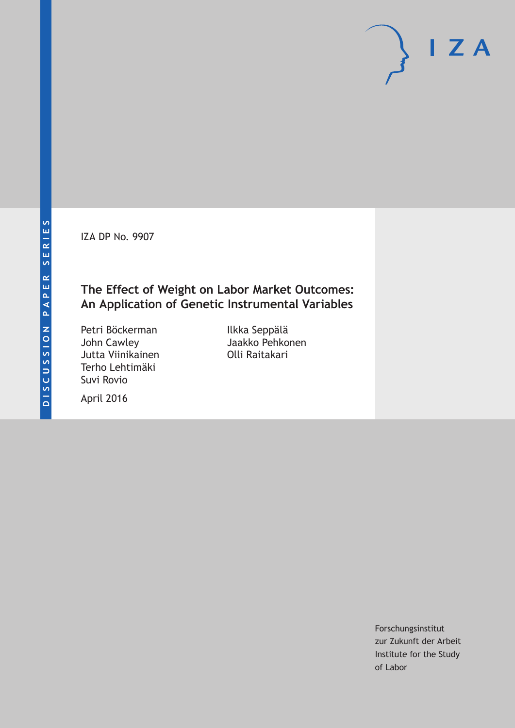DISCUSSION PAPER SERIES

IZA DP No. 9907

# The Effect of Weight on Labor Market Outcomes: An Application of Genetic Instrumental Variables

Petri Böckerman
John Cawley
Jutta Viinikainen
Terho Lehtimäki
Suvi Rovio
Ilkka Seppälä
Jaakko Pehkonen
Olli Raitakari

April 2016

Forschungsinstitut
zur Zukunft der Arbeit
Institute for the Study
of Labor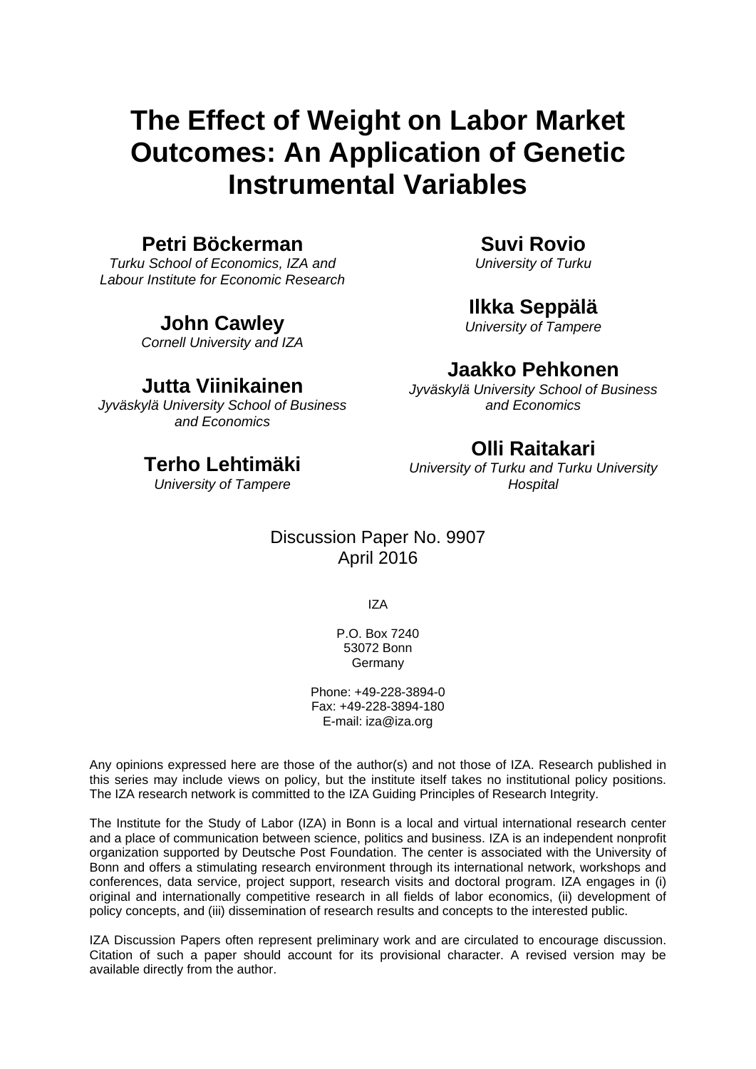# The Effect of Weight on Labor Market Outcomes: An Application of Genetic Instrumental Variables

**Petri Böckerman**
*Turku School of Economics, IZA and Labour Institute for Economic Research*

**John Cawley**
*Cornell University and IZA*

**Jutta Viinikainen**
*Jyväskylä University School of Business and Economics*

**Terho Lehtimäki**
*University of Tampere*

**Suvi Rovio**
*University of Turku*

**Ilkka Seppälä**
*University of Tampere*

**Jaakko Pehkonen**
*Jyväskylä University School of Business and Economics*

**Olli Raitakari**
*University of Turku and Turku University Hospital*

Discussion Paper No. 9907
April 2016

IZA

P.O. Box 7240
53072 Bonn
Germany

Phone: +49-228-3894-0
Fax: +49-228-3894-180
E-mail: iza@iza.org

Any opinions expressed here are those of the author(s) and not those of IZA. Research published in this series may include views on policy, but the institute itself takes no institutional policy positions. The IZA research network is committed to the IZA Guiding Principles of Research Integrity.

The Institute for the Study of Labor (IZA) in Bonn is a local and virtual international research center and a place of communication between science, politics and business. IZA is an independent nonprofit organization supported by Deutsche Post Foundation. The center is associated with the University of Bonn and offers a stimulating research environment through its international network, workshops and conferences, data service, project support, research visits and doctoral program. IZA engages in (i) original and internationally competitive research in all fields of labor economics, (ii) development of policy concepts, and (iii) dissemination of research results and concepts to the interested public.

IZA Discussion Papers often represent preliminary work and are circulated to encourage discussion. Citation of such a paper should account for its provisional character. A revised version may be available directly from the author.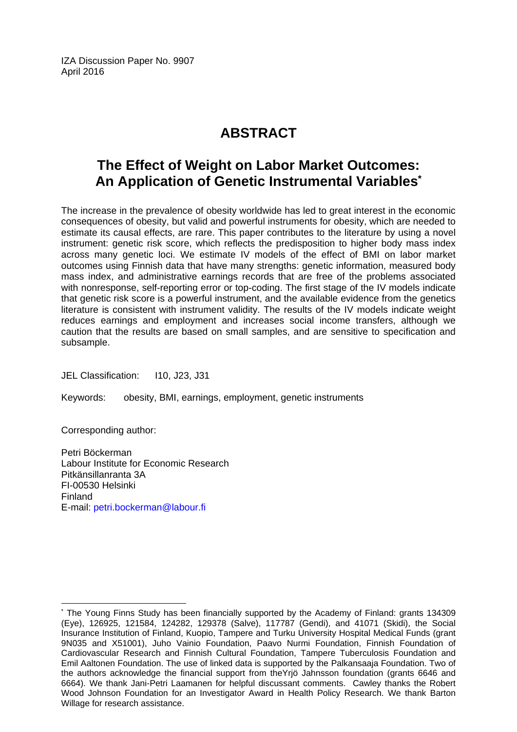IZA Discussion Paper No. 9907
April 2016

# ABSTRACT

## The Effect of Weight on Labor Market Outcomes: An Application of Genetic Instrumental Variables*

The increase in the prevalence of obesity worldwide has led to great interest in the economic consequences of obesity, but valid and powerful instruments for obesity, which are needed to estimate its causal effects, are rare. This paper contributes to the literature by using a novel instrument: genetic risk score, which reflects the predisposition to higher body mass index across many genetic loci. We estimate IV models of the effect of BMI on labor market outcomes using Finnish data that have many strengths: genetic information, measured body mass index, and administrative earnings records that are free of the problems associated with nonresponse, self-reporting error or top-coding. The first stage of the IV models indicate that genetic risk score is a powerful instrument, and the available evidence from the genetics literature is consistent with instrument validity. The results of the IV models indicate weight reduces earnings and employment and increases social income transfers, although we caution that the results are based on small samples, and are sensitive to specification and subsample.

JEL Classification: I10, J23, J31

Keywords: obesity, BMI, earnings, employment, genetic instruments

Corresponding author:

Petri Böckerman
Labour Institute for Economic Research
Pitkänsillanranta 3A
FI-00530 Helsinki
Finland
E-mail: petri.bockerman@labour.fi

---

* The Young Finns Study has been financially supported by the Academy of Finland: grants 134309 (Eye), 126925, 121584, 124282, 129378 (Salve), 117787 (Gendi), and 41071 (Skidi), the Social Insurance Institution of Finland, Kuopio, Tampere and Turku University Hospital Medical Funds (grant 9N035 and X51001), Juho Vainio Foundation, Paavo Nurmi Foundation, Finnish Foundation of Cardiovascular Research and Finnish Cultural Foundation, Tampere Tuberculosis Foundation and Emil Aaltonen Foundation. The use of linked data is supported by the Palkansaaja Foundation. Two of the authors acknowledge the financial support from theYrjö Jahnsson foundation (grants 6646 and 6664). We thank Jani-Petri Laamanen for helpful discussant comments. Cawley thanks the Robert Wood Johnson Foundation for an Investigator Award in Health Policy Research. We thank Barton Willage for research assistance.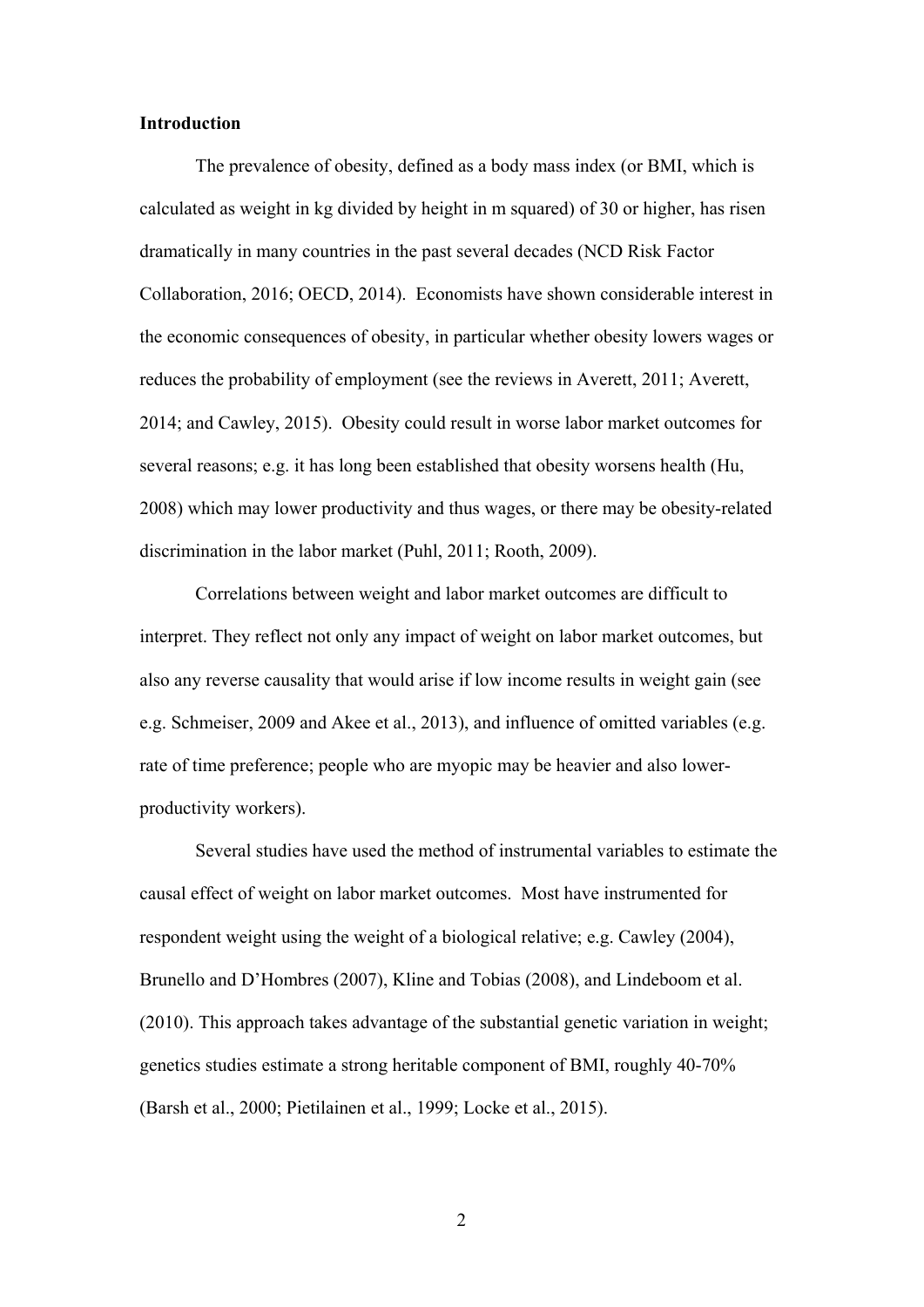## Introduction

The prevalence of obesity, defined as a body mass index (or BMI, which is calculated as weight in kg divided by height in m squared) of 30 or higher, has risen dramatically in many countries in the past several decades (NCD Risk Factor Collaboration, 2016; OECD, 2014). Economists have shown considerable interest in the economic consequences of obesity, in particular whether obesity lowers wages or reduces the probability of employment (see the reviews in Averett, 2011; Averett, 2014; and Cawley, 2015). Obesity could result in worse labor market outcomes for several reasons; e.g. it has long been established that obesity worsens health (Hu, 2008) which may lower productivity and thus wages, or there may be obesity-related discrimination in the labor market (Puhl, 2011; Rooth, 2009).

Correlations between weight and labor market outcomes are difficult to interpret. They reflect not only any impact of weight on labor market outcomes, but also any reverse causality that would arise if low income results in weight gain (see e.g. Schmeiser, 2009 and Akee et al., 2013), and influence of omitted variables (e.g. rate of time preference; people who are myopic may be heavier and also lower-productivity workers).

Several studies have used the method of instrumental variables to estimate the causal effect of weight on labor market outcomes. Most have instrumented for respondent weight using the weight of a biological relative; e.g. Cawley (2004), Brunello and D'Hombres (2007), Kline and Tobias (2008), and Lindeboom et al. (2010). This approach takes advantage of the substantial genetic variation in weight; genetics studies estimate a strong heritable component of BMI, roughly 40-70% (Barsh et al., 2000; Pietilainen et al., 1999; Locke et al., 2015).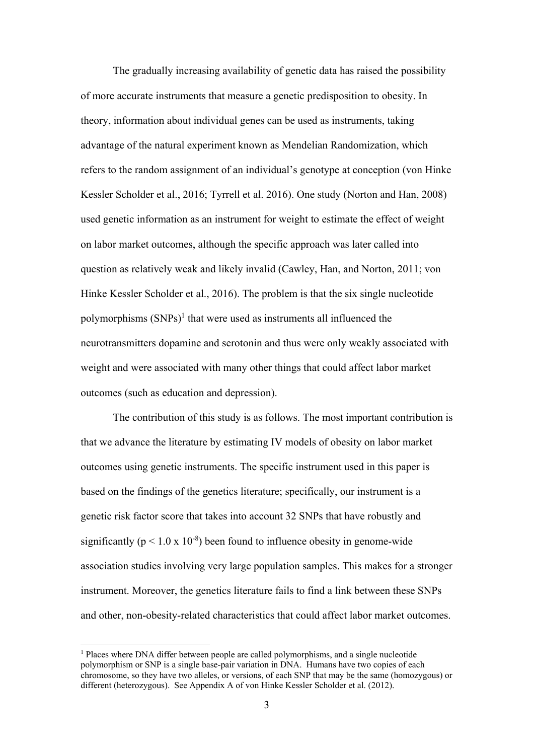The gradually increasing availability of genetic data has raised the possibility of more accurate instruments that measure a genetic predisposition to obesity. In theory, information about individual genes can be used as instruments, taking advantage of the natural experiment known as Mendelian Randomization, which refers to the random assignment of an individual's genotype at conception (von Hinke Kessler Scholder et al., 2016; Tyrrell et al. 2016). One study (Norton and Han, 2008) used genetic information as an instrument for weight to estimate the effect of weight on labor market outcomes, although the specific approach was later called into question as relatively weak and likely invalid (Cawley, Han, and Norton, 2011; von Hinke Kessler Scholder et al., 2016). The problem is that the six single nucleotide polymorphisms (SNPs)[1] that were used as instruments all influenced the neurotransmitters dopamine and serotonin and thus were only weakly associated with weight and were associated with many other things that could affect labor market outcomes (such as education and depression).

The contribution of this study is as follows. The most important contribution is that we advance the literature by estimating IV models of obesity on labor market outcomes using genetic instruments. The specific instrument used in this paper is based on the findings of the genetics literature; specifically, our instrument is a genetic risk factor score that takes into account 32 SNPs that have robustly and significantly ($p < 1.0 \times 10^{-8}$) been found to influence obesity in genome-wide association studies involving very large population samples. This makes for a stronger instrument. Moreover, the genetics literature fails to find a link between these SNPs and other, non-obesity-related characteristics that could affect labor market outcomes.

[1] Places where DNA differ between people are called polymorphisms, and a single nucleotide polymorphism or SNP is a single base-pair variation in DNA. Humans have two copies of each chromosome, so they have two alleles, or versions, of each SNP that may be the same (homozygous) or different (heterozygous). See Appendix A of von Hinke Kessler Scholder et al. (2012).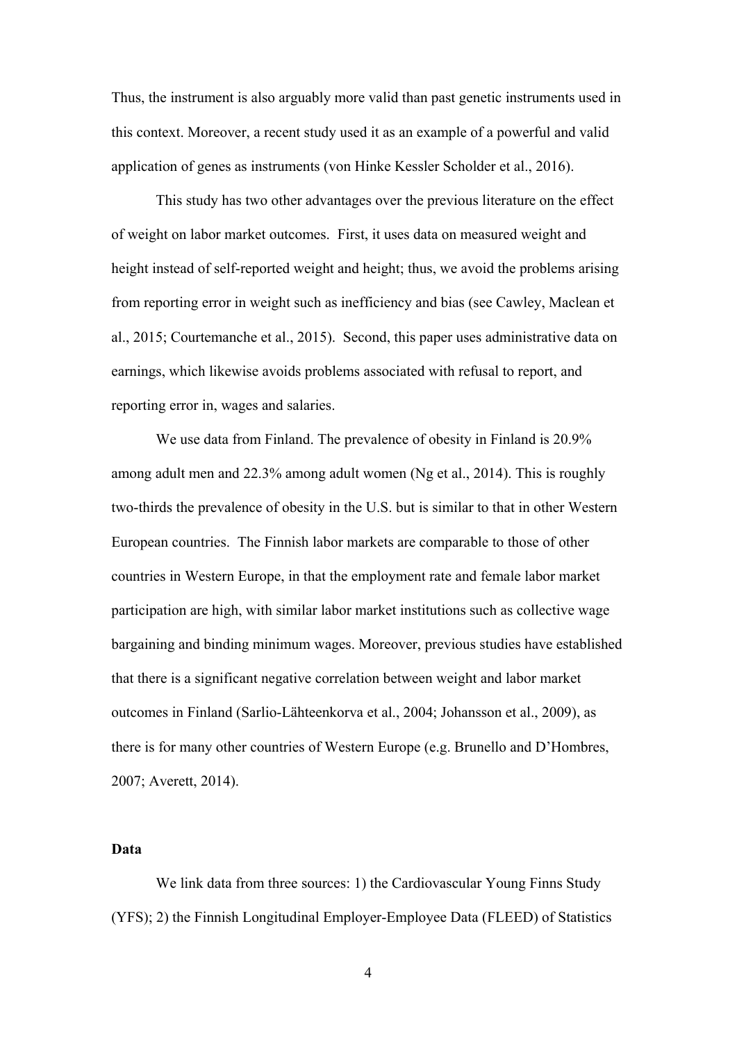Thus, the instrument is also arguably more valid than past genetic instruments used in this context. Moreover, a recent study used it as an example of a powerful and valid application of genes as instruments (von Hinke Kessler Scholder et al., 2016).

This study has two other advantages over the previous literature on the effect of weight on labor market outcomes. First, it uses data on measured weight and height instead of self-reported weight and height; thus, we avoid the problems arising from reporting error in weight such as inefficiency and bias (see Cawley, Maclean et al., 2015; Courtemanche et al., 2015). Second, this paper uses administrative data on earnings, which likewise avoids problems associated with refusal to report, and reporting error in, wages and salaries.

We use data from Finland. The prevalence of obesity in Finland is 20.9% among adult men and 22.3% among adult women (Ng et al., 2014). This is roughly two-thirds the prevalence of obesity in the U.S. but is similar to that in other Western European countries. The Finnish labor markets are comparable to those of other countries in Western Europe, in that the employment rate and female labor market participation are high, with similar labor market institutions such as collective wage bargaining and binding minimum wages. Moreover, previous studies have established that there is a significant negative correlation between weight and labor market outcomes in Finland (Sarlio-Lähteenkorva et al., 2004; Johansson et al., 2009), as there is for many other countries of Western Europe (e.g. Brunello and D'Hombres, 2007; Averett, 2014).

**Data**

We link data from three sources: 1) the Cardiovascular Young Finns Study (YFS); 2) the Finnish Longitudinal Employer-Employee Data (FLEED) of Statistics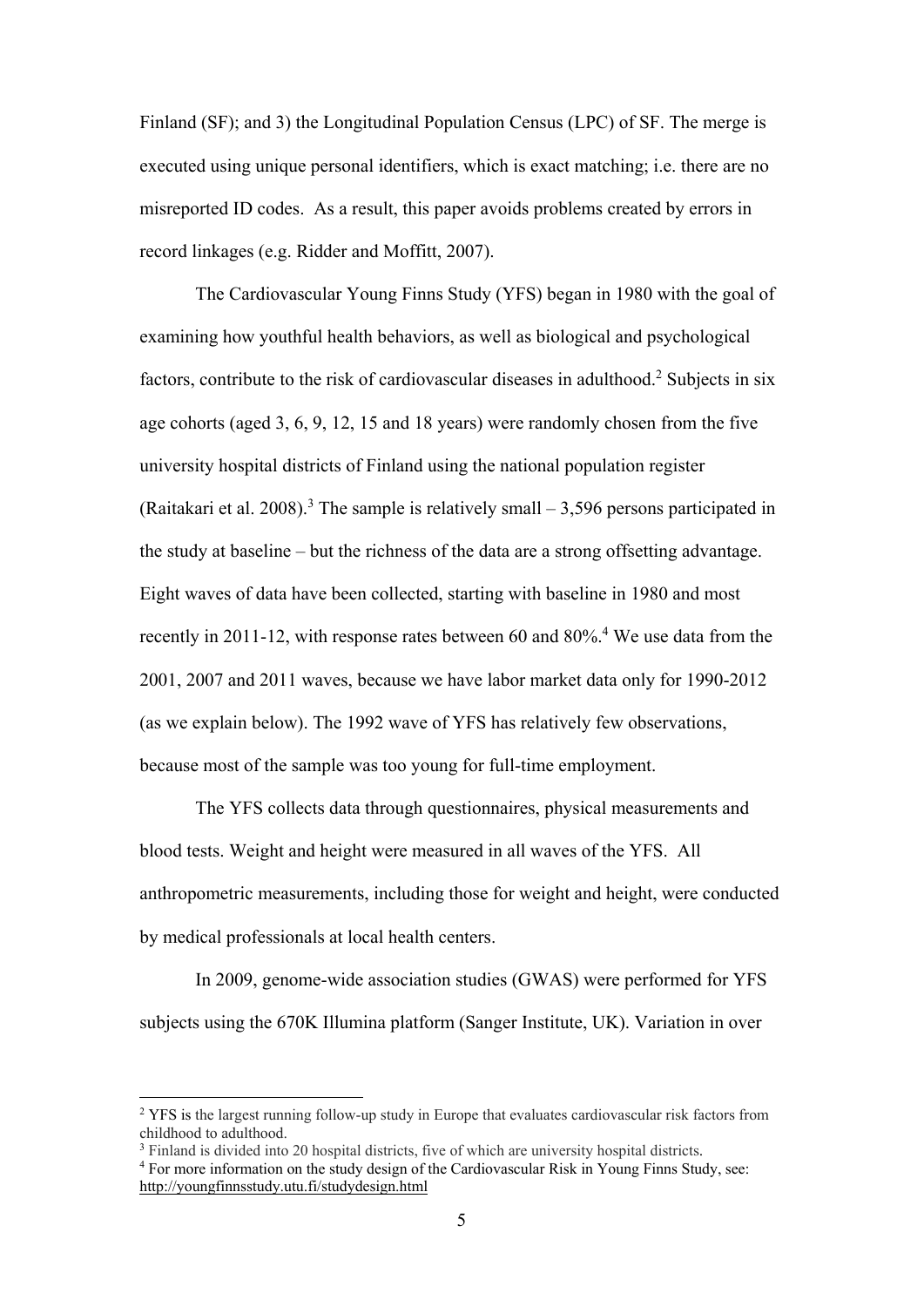Finland (SF); and 3) the Longitudinal Population Census (LPC) of SF. The merge is executed using unique personal identifiers, which is exact matching; i.e. there are no misreported ID codes. As a result, this paper avoids problems created by errors in record linkages (e.g. Ridder and Moffitt, 2007).

The Cardiovascular Young Finns Study (YFS) began in 1980 with the goal of examining how youthful health behaviors, as well as biological and psychological factors, contribute to the risk of cardiovascular diseases in adulthood.[2] Subjects in six age cohorts (aged 3, 6, 9, 12, 15 and 18 years) were randomly chosen from the five university hospital districts of Finland using the national population register (Raitakari et al. 2008).[3] The sample is relatively small – 3,596 persons participated in the study at baseline – but the richness of the data are a strong offsetting advantage. Eight waves of data have been collected, starting with baseline in 1980 and most recently in 2011-12, with response rates between 60 and 80%.[4] We use data from the 2001, 2007 and 2011 waves, because we have labor market data only for 1990-2012 (as we explain below). The 1992 wave of YFS has relatively few observations, because most of the sample was too young for full-time employment.

The YFS collects data through questionnaires, physical measurements and blood tests. Weight and height were measured in all waves of the YFS. All anthropometric measurements, including those for weight and height, were conducted by medical professionals at local health centers.

In 2009, genome-wide association studies (GWAS) were performed for YFS subjects using the 670K Illumina platform (Sanger Institute, UK). Variation in over

[2] YFS is the largest running follow-up study in Europe that evaluates cardiovascular risk factors from childhood to adulthood.

[3] Finland is divided into 20 hospital districts, five of which are university hospital districts.

[4] For more information on the study design of the Cardiovascular Risk in Young Finns Study, see: http://youngfinnsstudy.utu.fi/studydesign.html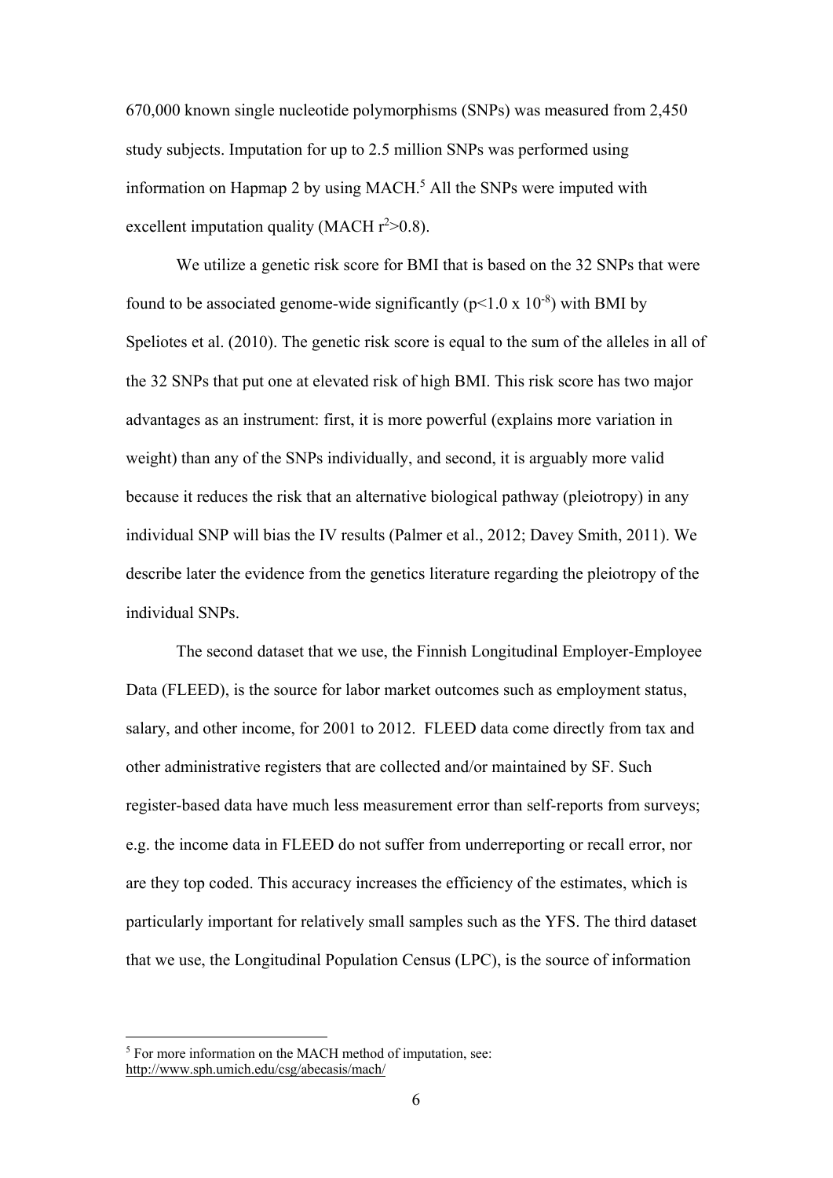670,000 known single nucleotide polymorphisms (SNPs) was measured from 2,450 study subjects. Imputation for up to 2.5 million SNPs was performed using information on Hapmap 2 by using MACH.[5] All the SNPs were imputed with excellent imputation quality (MACH $r^2$>0.8).

We utilize a genetic risk score for BMI that is based on the 32 SNPs that were found to be associated genome-wide significantly ($p<1.0 \times 10^{-8}$) with BMI by Speliotes et al. (2010). The genetic risk score is equal to the sum of the alleles in all of the 32 SNPs that put one at elevated risk of high BMI. This risk score has two major advantages as an instrument: first, it is more powerful (explains more variation in weight) than any of the SNPs individually, and second, it is arguably more valid because it reduces the risk that an alternative biological pathway (pleiotropy) in any individual SNP will bias the IV results (Palmer et al., 2012; Davey Smith, 2011). We describe later the evidence from the genetics literature regarding the pleiotropy of the individual SNPs.

The second dataset that we use, the Finnish Longitudinal Employer-Employee Data (FLEED), is the source for labor market outcomes such as employment status, salary, and other income, for 2001 to 2012. FLEED data come directly from tax and other administrative registers that are collected and/or maintained by SF. Such register-based data have much less measurement error than self-reports from surveys; e.g. the income data in FLEED do not suffer from underreporting or recall error, nor are they top coded. This accuracy increases the efficiency of the estimates, which is particularly important for relatively small samples such as the YFS. The third dataset that we use, the Longitudinal Population Census (LPC), is the source of information

[5] For more information on the MACH method of imputation, see: http://www.sph.umich.edu/csg/abecasis/mach/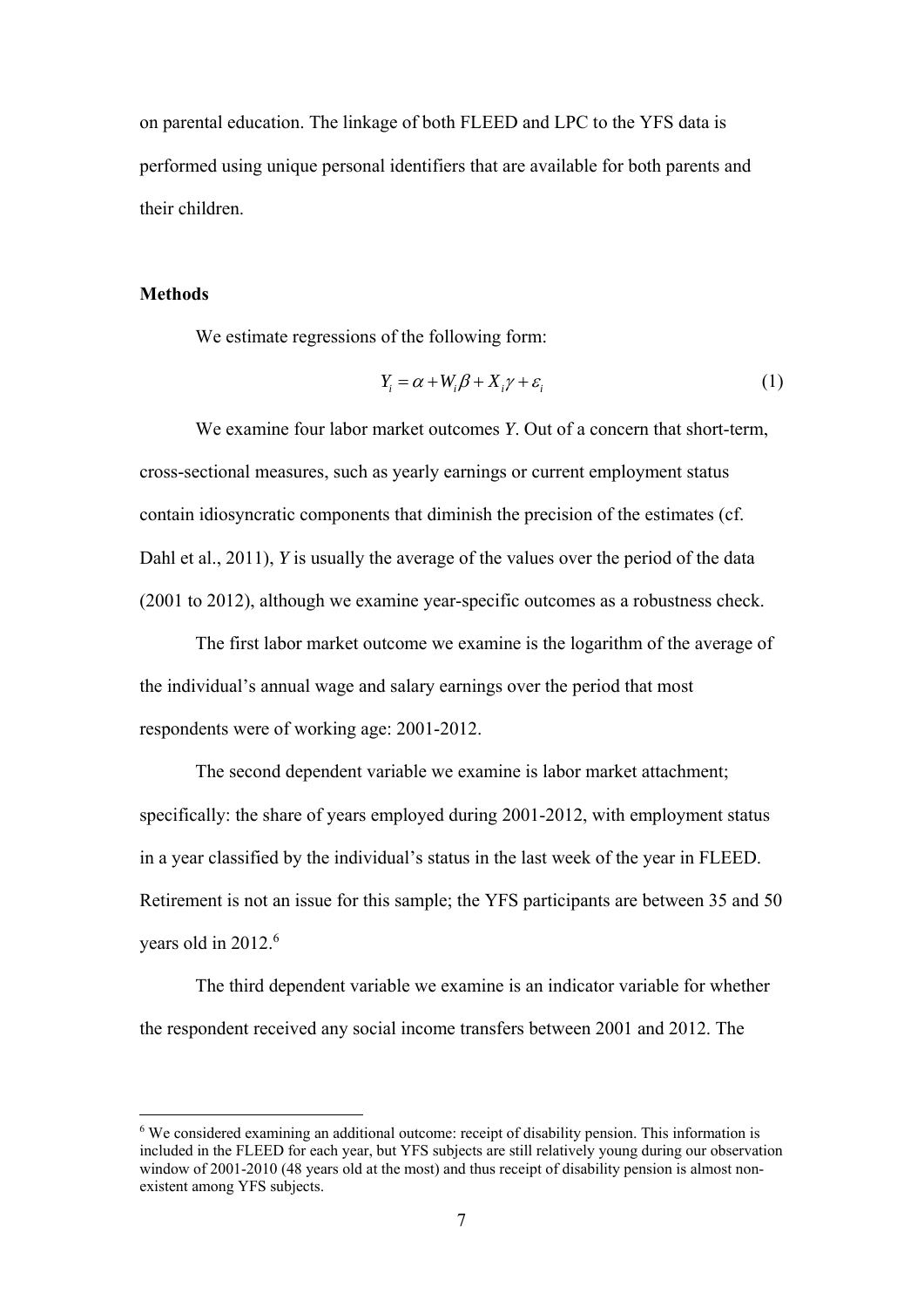on parental education. The linkage of both FLEED and LPC to the YFS data is performed using unique personal identifiers that are available for both parents and their children.

**Methods**

We estimate regressions of the following form:

$$Y_i = \alpha + W_i\beta + X_i\gamma + \varepsilon_i \tag{1}$$

We examine four labor market outcomes *Y*. Out of a concern that short-term, cross-sectional measures, such as yearly earnings or current employment status contain idiosyncratic components that diminish the precision of the estimates (cf. Dahl et al., 2011), *Y* is usually the average of the values over the period of the data (2001 to 2012), although we examine year-specific outcomes as a robustness check.

The first labor market outcome we examine is the logarithm of the average of the individual's annual wage and salary earnings over the period that most respondents were of working age: 2001-2012.

The second dependent variable we examine is labor market attachment; specifically: the share of years employed during 2001-2012, with employment status in a year classified by the individual's status in the last week of the year in FLEED. Retirement is not an issue for this sample; the YFS participants are between 35 and 50 years old in 2012.[6]

The third dependent variable we examine is an indicator variable for whether the respondent received any social income transfers between 2001 and 2012. The

[6] We considered examining an additional outcome: receipt of disability pension. This information is included in the FLEED for each year, but YFS subjects are still relatively young during our observation window of 2001-2010 (48 years old at the most) and thus receipt of disability pension is almost non-existent among YFS subjects.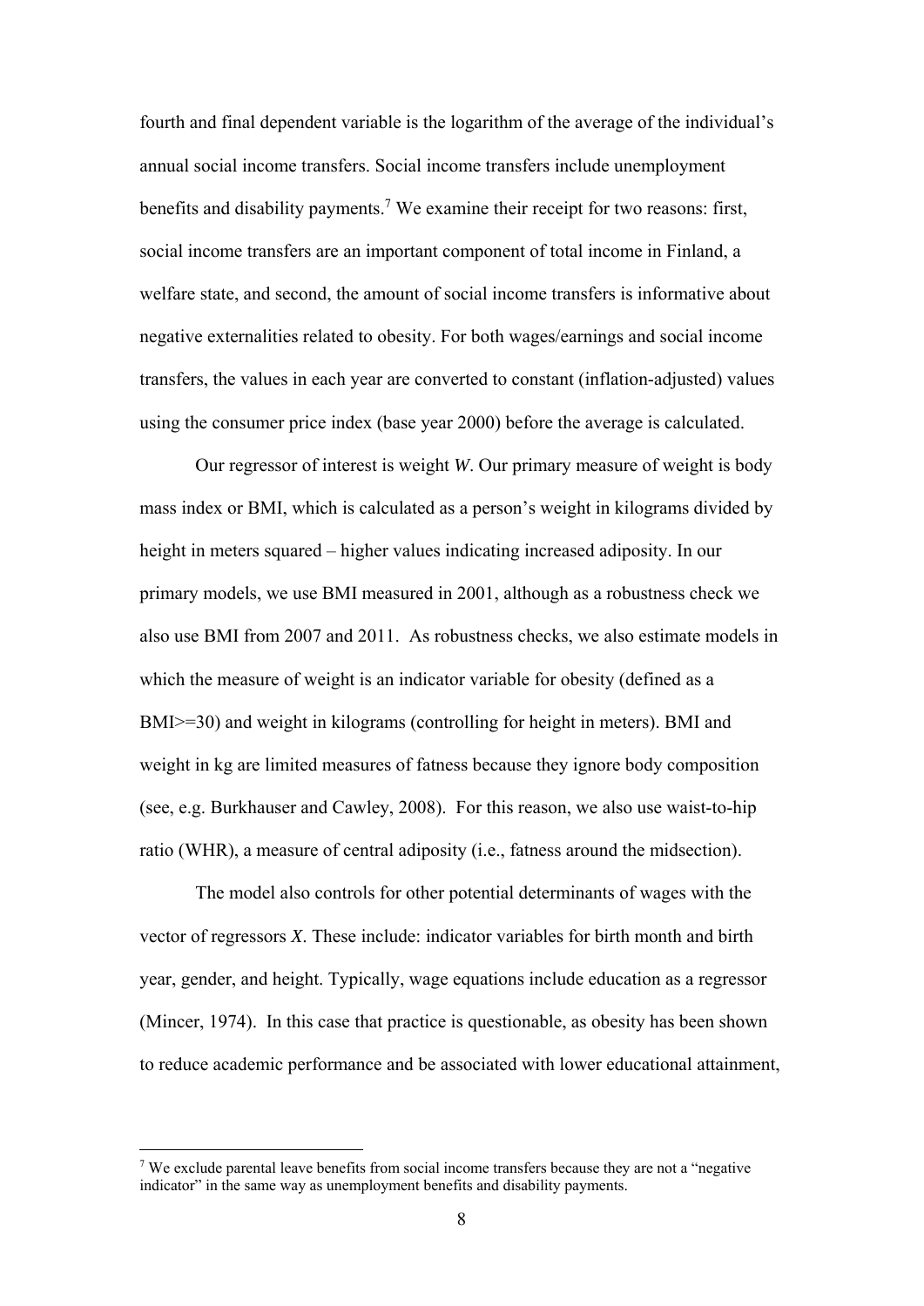fourth and final dependent variable is the logarithm of the average of the individual's annual social income transfers. Social income transfers include unemployment benefits and disability payments.[7] We examine their receipt for two reasons: first, social income transfers are an important component of total income in Finland, a welfare state, and second, the amount of social income transfers is informative about negative externalities related to obesity. For both wages/earnings and social income transfers, the values in each year are converted to constant (inflation-adjusted) values using the consumer price index (base year 2000) before the average is calculated.

Our regressor of interest is weight $W$. Our primary measure of weight is body mass index or BMI, which is calculated as a person's weight in kilograms divided by height in meters squared – higher values indicating increased adiposity. In our primary models, we use BMI measured in 2001, although as a robustness check we also use BMI from 2007 and 2011. As robustness checks, we also estimate models in which the measure of weight is an indicator variable for obesity (defined as a BMI>=30) and weight in kilograms (controlling for height in meters). BMI and weight in kg are limited measures of fatness because they ignore body composition (see, e.g. Burkhauser and Cawley, 2008). For this reason, we also use waist-to-hip ratio (WHR), a measure of central adiposity (i.e., fatness around the midsection).

The model also controls for other potential determinants of wages with the vector of regressors $X$. These include: indicator variables for birth month and birth year, gender, and height. Typically, wage equations include education as a regressor (Mincer, 1974). In this case that practice is questionable, as obesity has been shown to reduce academic performance and be associated with lower educational attainment,

[7] We exclude parental leave benefits from social income transfers because they are not a "negative indicator" in the same way as unemployment benefits and disability payments.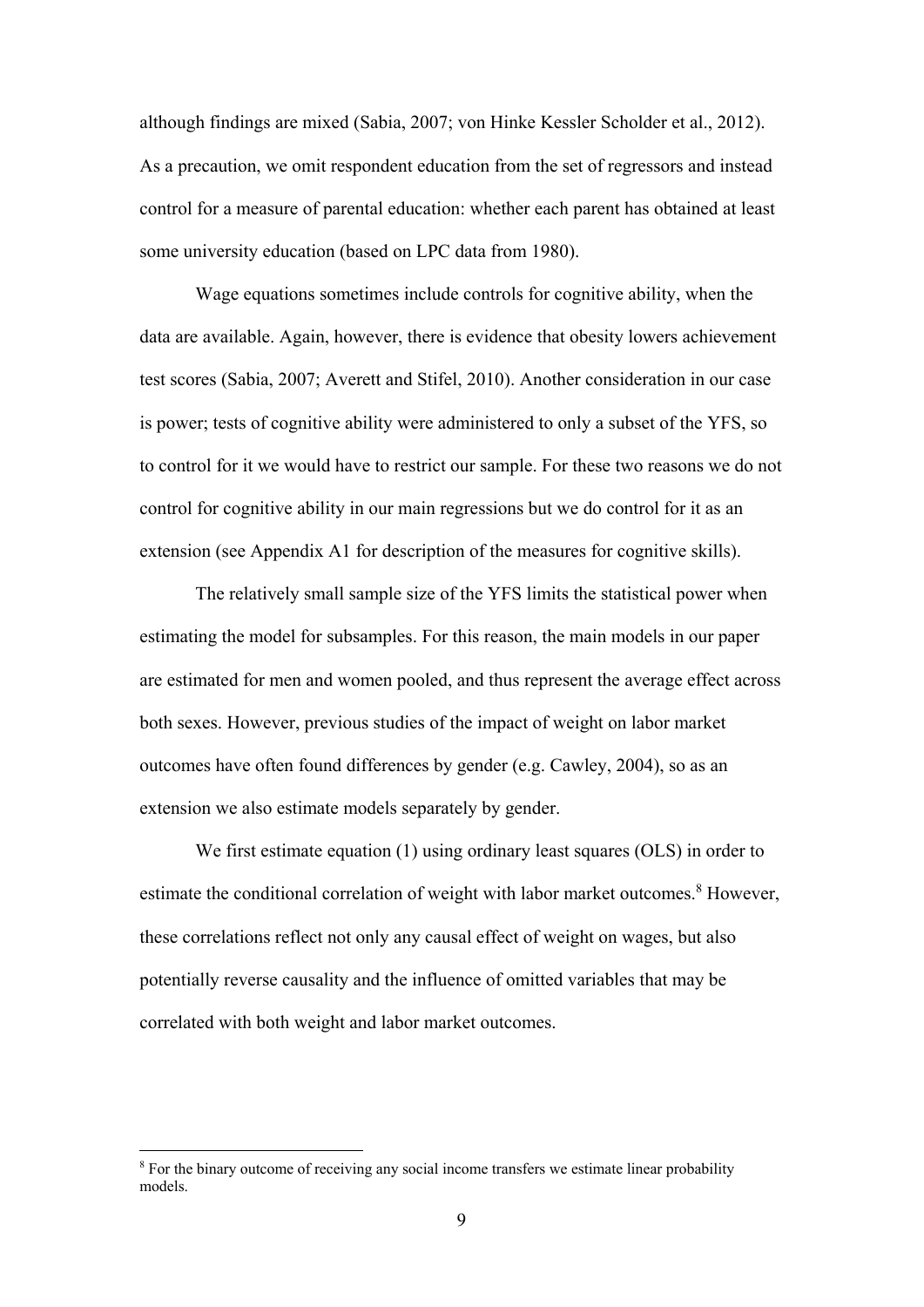although findings are mixed (Sabia, 2007; von Hinke Kessler Scholder et al., 2012). As a precaution, we omit respondent education from the set of regressors and instead control for a measure of parental education: whether each parent has obtained at least some university education (based on LPC data from 1980).

Wage equations sometimes include controls for cognitive ability, when the data are available. Again, however, there is evidence that obesity lowers achievement test scores (Sabia, 2007; Averett and Stifel, 2010). Another consideration in our case is power; tests of cognitive ability were administered to only a subset of the YFS, so to control for it we would have to restrict our sample. For these two reasons we do not control for cognitive ability in our main regressions but we do control for it as an extension (see Appendix A1 for description of the measures for cognitive skills).

The relatively small sample size of the YFS limits the statistical power when estimating the model for subsamples. For this reason, the main models in our paper are estimated for men and women pooled, and thus represent the average effect across both sexes. However, previous studies of the impact of weight on labor market outcomes have often found differences by gender (e.g. Cawley, 2004), so as an extension we also estimate models separately by gender.

We first estimate equation (1) using ordinary least squares (OLS) in order to estimate the conditional correlation of weight with labor market outcomes.[8] However, these correlations reflect not only any causal effect of weight on wages, but also potentially reverse causality and the influence of omitted variables that may be correlated with both weight and labor market outcomes.

[8] For the binary outcome of receiving any social income transfers we estimate linear probability models.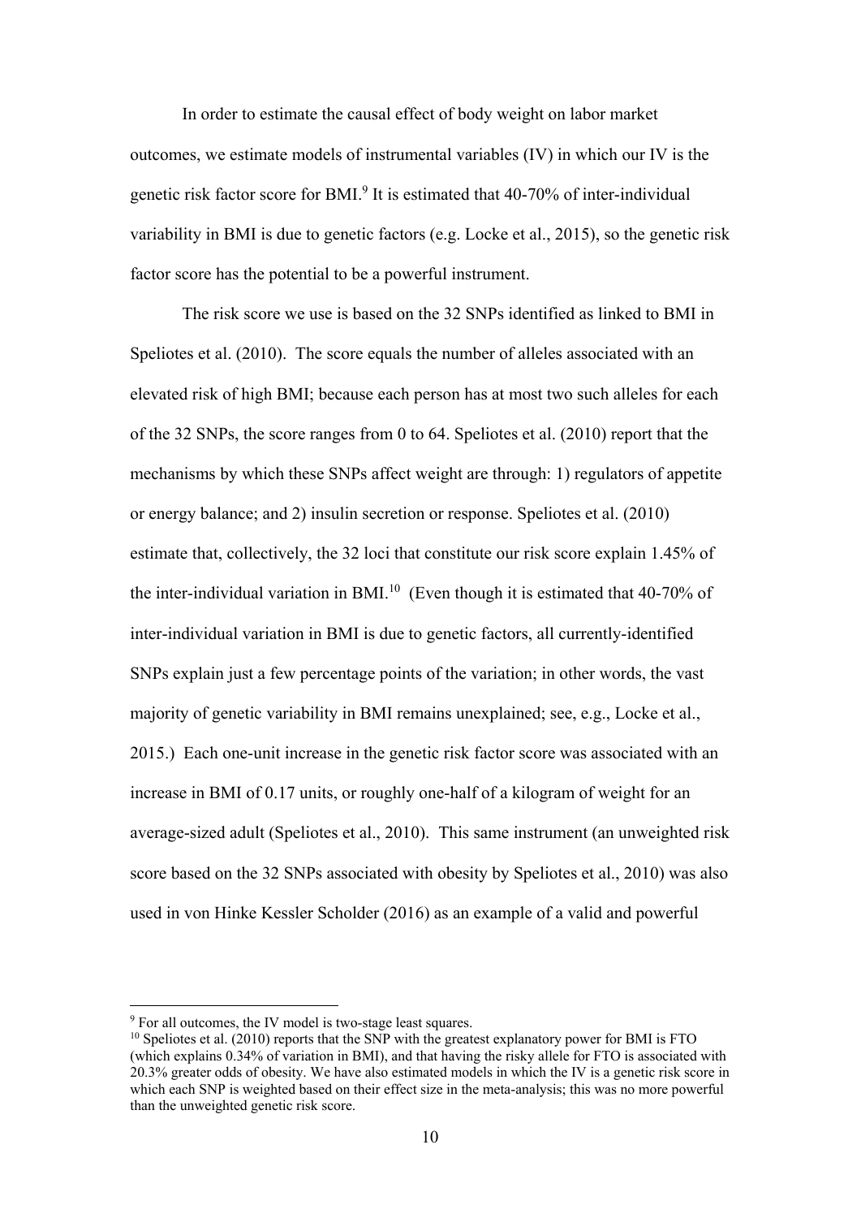In order to estimate the causal effect of body weight on labor market outcomes, we estimate models of instrumental variables (IV) in which our IV is the genetic risk factor score for BMI.[9] It is estimated that 40-70% of inter-individual variability in BMI is due to genetic factors (e.g. Locke et al., 2015), so the genetic risk factor score has the potential to be a powerful instrument.

The risk score we use is based on the 32 SNPs identified as linked to BMI in Speliotes et al. (2010). The score equals the number of alleles associated with an elevated risk of high BMI; because each person has at most two such alleles for each of the 32 SNPs, the score ranges from 0 to 64. Speliotes et al. (2010) report that the mechanisms by which these SNPs affect weight are through: 1) regulators of appetite or energy balance; and 2) insulin secretion or response. Speliotes et al. (2010) estimate that, collectively, the 32 loci that constitute our risk score explain 1.45% of the inter-individual variation in BMI.[10] (Even though it is estimated that 40-70% of inter-individual variation in BMI is due to genetic factors, all currently-identified SNPs explain just a few percentage points of the variation; in other words, the vast majority of genetic variability in BMI remains unexplained; see, e.g., Locke et al., 2015.) Each one-unit increase in the genetic risk factor score was associated with an increase in BMI of 0.17 units, or roughly one-half of a kilogram of weight for an average-sized adult (Speliotes et al., 2010). This same instrument (an unweighted risk score based on the 32 SNPs associated with obesity by Speliotes et al., 2010) was also used in von Hinke Kessler Scholder (2016) as an example of a valid and powerful

[9] For all outcomes, the IV model is two-stage least squares.

[10] Speliotes et al. (2010) reports that the SNP with the greatest explanatory power for BMI is FTO (which explains 0.34% of variation in BMI), and that having the risky allele for FTO is associated with 20.3% greater odds of obesity. We have also estimated models in which the IV is a genetic risk score in which each SNP is weighted based on their effect size in the meta-analysis; this was no more powerful than the unweighted genetic risk score.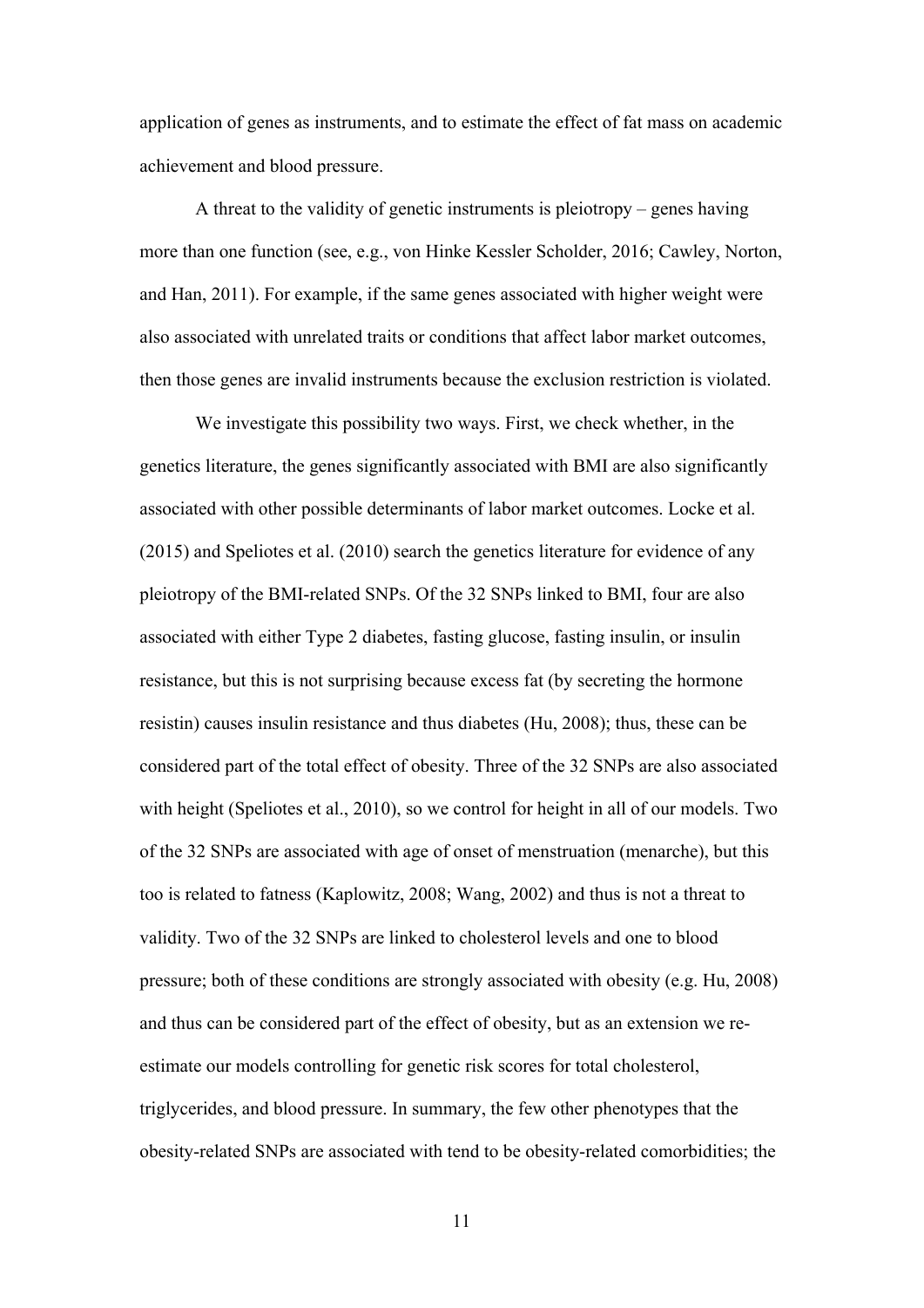application of genes as instruments, and to estimate the effect of fat mass on academic achievement and blood pressure.

A threat to the validity of genetic instruments is pleiotropy – genes having more than one function (see, e.g., von Hinke Kessler Scholder, 2016; Cawley, Norton, and Han, 2011). For example, if the same genes associated with higher weight were also associated with unrelated traits or conditions that affect labor market outcomes, then those genes are invalid instruments because the exclusion restriction is violated.

We investigate this possibility two ways. First, we check whether, in the genetics literature, the genes significantly associated with BMI are also significantly associated with other possible determinants of labor market outcomes. Locke et al. (2015) and Speliotes et al. (2010) search the genetics literature for evidence of any pleiotropy of the BMI-related SNPs. Of the 32 SNPs linked to BMI, four are also associated with either Type 2 diabetes, fasting glucose, fasting insulin, or insulin resistance, but this is not surprising because excess fat (by secreting the hormone resistin) causes insulin resistance and thus diabetes (Hu, 2008); thus, these can be considered part of the total effect of obesity. Three of the 32 SNPs are also associated with height (Speliotes et al., 2010), so we control for height in all of our models. Two of the 32 SNPs are associated with age of onset of menstruation (menarche), but this too is related to fatness (Kaplowitz, 2008; Wang, 2002) and thus is not a threat to validity. Two of the 32 SNPs are linked to cholesterol levels and one to blood pressure; both of these conditions are strongly associated with obesity (e.g. Hu, 2008) and thus can be considered part of the effect of obesity, but as an extension we re-estimate our models controlling for genetic risk scores for total cholesterol, triglycerides, and blood pressure. In summary, the few other phenotypes that the obesity-related SNPs are associated with tend to be obesity-related comorbidities; the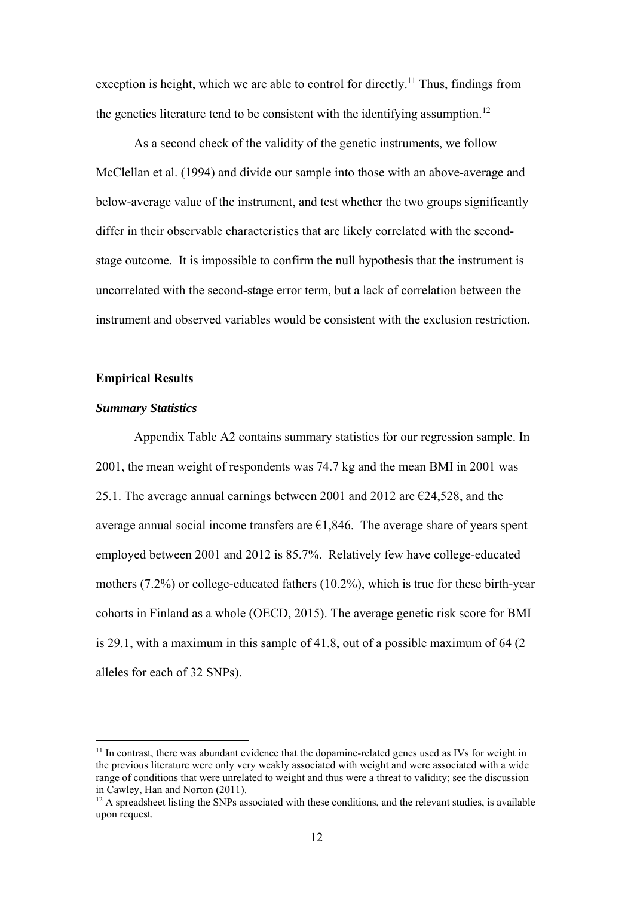exception is height, which we are able to control for directly.[11] Thus, findings from the genetics literature tend to be consistent with the identifying assumption.[12]

As a second check of the validity of the genetic instruments, we follow McClellan et al. (1994) and divide our sample into those with an above-average and below-average value of the instrument, and test whether the two groups significantly differ in their observable characteristics that are likely correlated with the second-stage outcome. It is impossible to confirm the null hypothesis that the instrument is uncorrelated with the second-stage error term, but a lack of correlation between the instrument and observed variables would be consistent with the exclusion restriction.

**Empirical Results**

***Summary Statistics***

Appendix Table A2 contains summary statistics for our regression sample. In 2001, the mean weight of respondents was 74.7 kg and the mean BMI in 2001 was 25.1. The average annual earnings between 2001 and 2012 are €24,528, and the average annual social income transfers are €1,846. The average share of years spent employed between 2001 and 2012 is 85.7%. Relatively few have college-educated mothers (7.2%) or college-educated fathers (10.2%), which is true for these birth-year cohorts in Finland as a whole (OECD, 2015). The average genetic risk score for BMI is 29.1, with a maximum in this sample of 41.8, out of a possible maximum of 64 (2 alleles for each of 32 SNPs).

[11] In contrast, there was abundant evidence that the dopamine-related genes used as IVs for weight in the previous literature were only very weakly associated with weight and were associated with a wide range of conditions that were unrelated to weight and thus were a threat to validity; see the discussion in Cawley, Han and Norton (2011).

[12] A spreadsheet listing the SNPs associated with these conditions, and the relevant studies, is available upon request.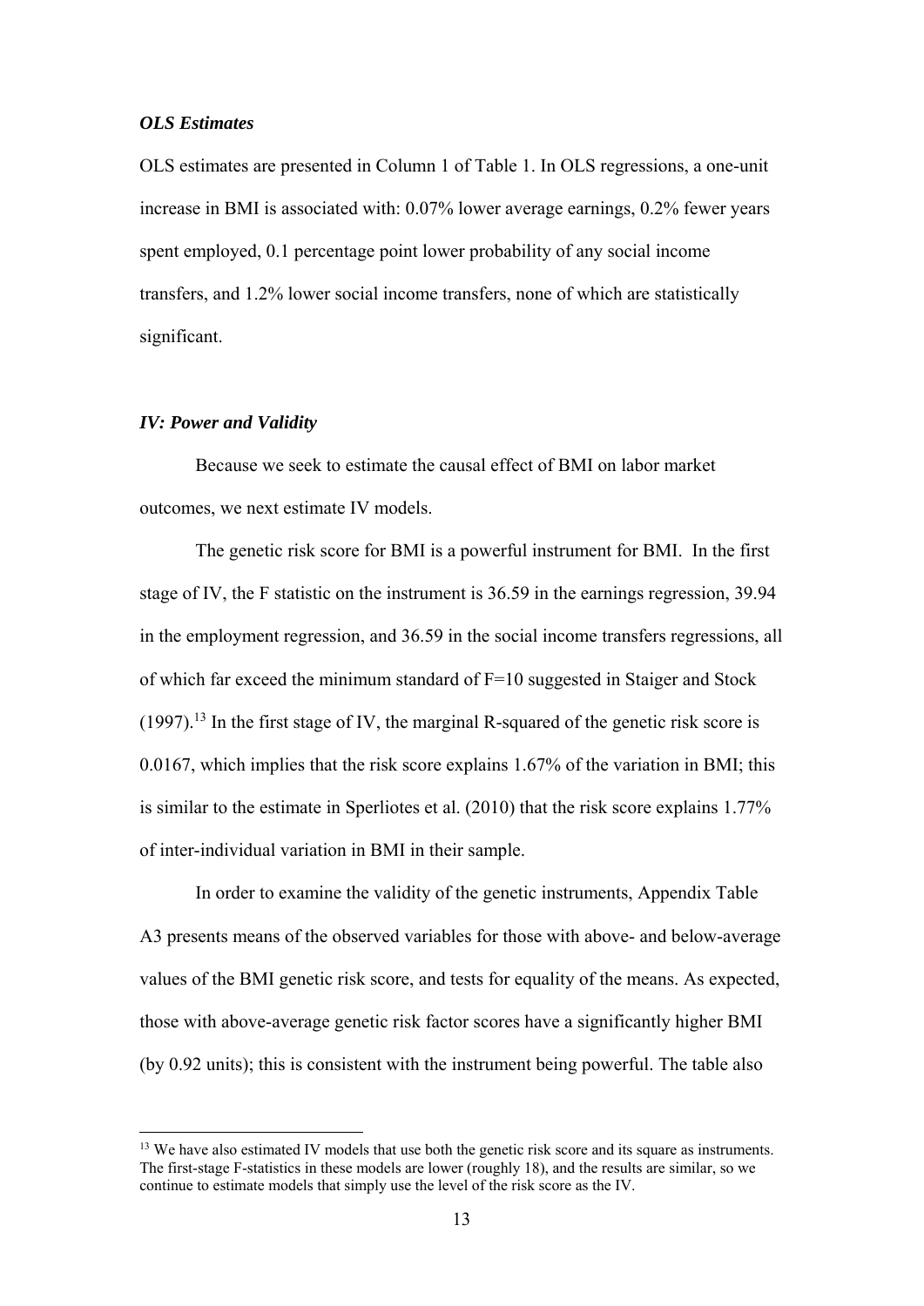### *OLS Estimates*

OLS estimates are presented in Column 1 of Table 1. In OLS regressions, a one-unit increase in BMI is associated with: 0.07% lower average earnings, 0.2% fewer years spent employed, 0.1 percentage point lower probability of any social income transfers, and 1.2% lower social income transfers, none of which are statistically significant.

### *IV: Power and Validity*

Because we seek to estimate the causal effect of BMI on labor market outcomes, we next estimate IV models.

The genetic risk score for BMI is a powerful instrument for BMI. In the first stage of IV, the F statistic on the instrument is 36.59 in the earnings regression, 39.94 in the employment regression, and 36.59 in the social income transfers regressions, all of which far exceed the minimum standard of F=10 suggested in Staiger and Stock (1997).[13] In the first stage of IV, the marginal R-squared of the genetic risk score is 0.0167, which implies that the risk score explains 1.67% of the variation in BMI; this is similar to the estimate in Sperliotes et al. (2010) that the risk score explains 1.77% of inter-individual variation in BMI in their sample.

In order to examine the validity of the genetic instruments, Appendix Table A3 presents means of the observed variables for those with above- and below-average values of the BMI genetic risk score, and tests for equality of the means. As expected, those with above-average genetic risk factor scores have a significantly higher BMI (by 0.92 units); this is consistent with the instrument being powerful. The table also

[13] We have also estimated IV models that use both the genetic risk score and its square as instruments. The first-stage F-statistics in these models are lower (roughly 18), and the results are similar, so we continue to estimate models that simply use the level of the risk score as the IV.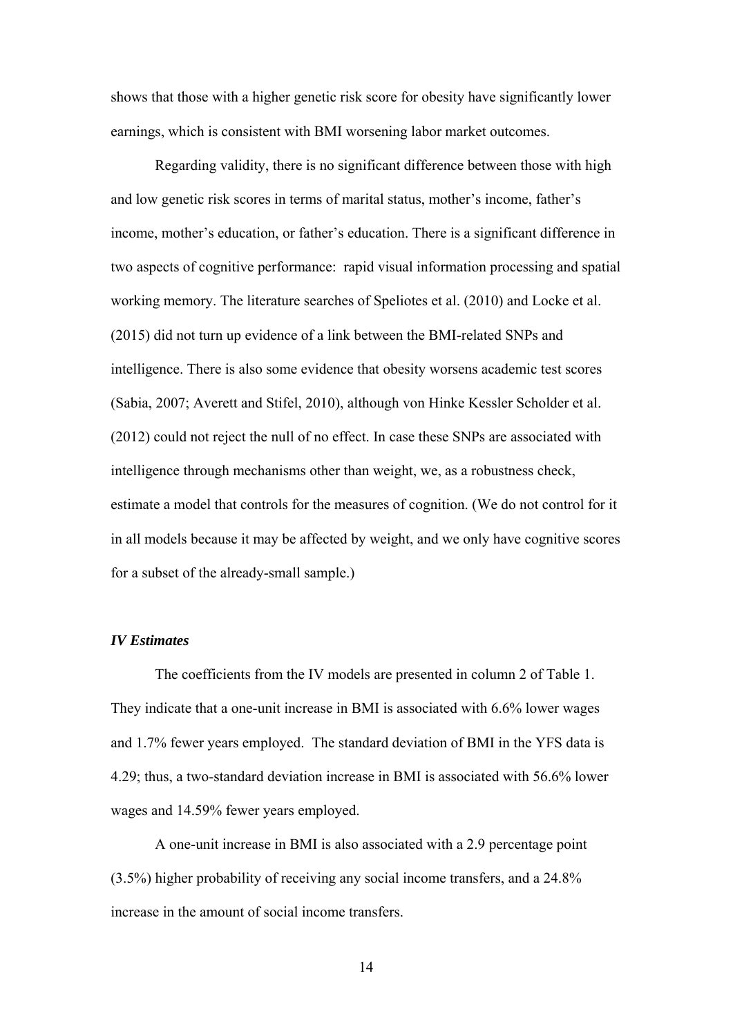shows that those with a higher genetic risk score for obesity have significantly lower earnings, which is consistent with BMI worsening labor market outcomes.

Regarding validity, there is no significant difference between those with high and low genetic risk scores in terms of marital status, mother's income, father's income, mother's education, or father's education. There is a significant difference in two aspects of cognitive performance: rapid visual information processing and spatial working memory. The literature searches of Speliotes et al. (2010) and Locke et al. (2015) did not turn up evidence of a link between the BMI-related SNPs and intelligence. There is also some evidence that obesity worsens academic test scores (Sabia, 2007; Averett and Stifel, 2010), although von Hinke Kessler Scholder et al. (2012) could not reject the null of no effect. In case these SNPs are associated with intelligence through mechanisms other than weight, we, as a robustness check, estimate a model that controls for the measures of cognition. (We do not control for it in all models because it may be affected by weight, and we only have cognitive scores for a subset of the already-small sample.)

### *IV Estimates*

The coefficients from the IV models are presented in column 2 of Table 1. They indicate that a one-unit increase in BMI is associated with 6.6% lower wages and 1.7% fewer years employed. The standard deviation of BMI in the YFS data is 4.29; thus, a two-standard deviation increase in BMI is associated with 56.6% lower wages and 14.59% fewer years employed.

A one-unit increase in BMI is also associated with a 2.9 percentage point (3.5%) higher probability of receiving any social income transfers, and a 24.8% increase in the amount of social income transfers.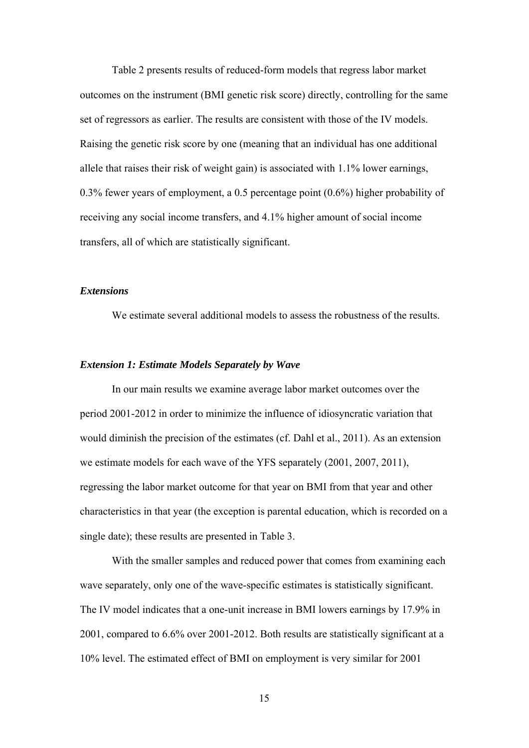Table 2 presents results of reduced-form models that regress labor market outcomes on the instrument (BMI genetic risk score) directly, controlling for the same set of regressors as earlier. The results are consistent with those of the IV models. Raising the genetic risk score by one (meaning that an individual has one additional allele that raises their risk of weight gain) is associated with 1.1% lower earnings, 0.3% fewer years of employment, a 0.5 percentage point (0.6%) higher probability of receiving any social income transfers, and 4.1% higher amount of social income transfers, all of which are statistically significant.

### *Extensions*

We estimate several additional models to assess the robustness of the results.

### *Extension 1: Estimate Models Separately by Wave*

In our main results we examine average labor market outcomes over the period 2001-2012 in order to minimize the influence of idiosyncratic variation that would diminish the precision of the estimates (cf. Dahl et al., 2011). As an extension we estimate models for each wave of the YFS separately (2001, 2007, 2011), regressing the labor market outcome for that year on BMI from that year and other characteristics in that year (the exception is parental education, which is recorded on a single date); these results are presented in Table 3.

With the smaller samples and reduced power that comes from examining each wave separately, only one of the wave-specific estimates is statistically significant. The IV model indicates that a one-unit increase in BMI lowers earnings by 17.9% in 2001, compared to 6.6% over 2001-2012. Both results are statistically significant at a 10% level. The estimated effect of BMI on employment is very similar for 2001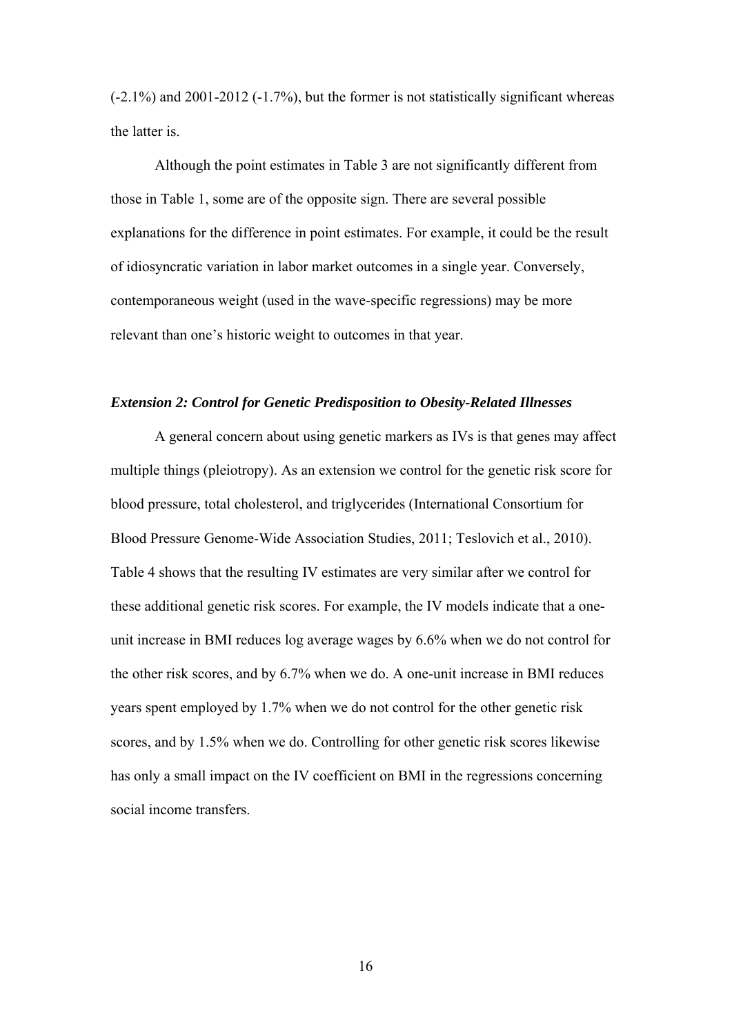(-2.1%) and 2001-2012 (-1.7%), but the former is not statistically significant whereas the latter is.

Although the point estimates in Table 3 are not significantly different from those in Table 1, some are of the opposite sign. There are several possible explanations for the difference in point estimates. For example, it could be the result of idiosyncratic variation in labor market outcomes in a single year. Conversely, contemporaneous weight (used in the wave-specific regressions) may be more relevant than one's historic weight to outcomes in that year.

### *Extension 2: Control for Genetic Predisposition to Obesity-Related Illnesses*

A general concern about using genetic markers as IVs is that genes may affect multiple things (pleiotropy). As an extension we control for the genetic risk score for blood pressure, total cholesterol, and triglycerides (International Consortium for Blood Pressure Genome-Wide Association Studies, 2011; Teslovich et al., 2010). Table 4 shows that the resulting IV estimates are very similar after we control for these additional genetic risk scores. For example, the IV models indicate that a one-unit increase in BMI reduces log average wages by 6.6% when we do not control for the other risk scores, and by 6.7% when we do. A one-unit increase in BMI reduces years spent employed by 1.7% when we do not control for the other genetic risk scores, and by 1.5% when we do. Controlling for other genetic risk scores likewise has only a small impact on the IV coefficient on BMI in the regressions concerning social income transfers.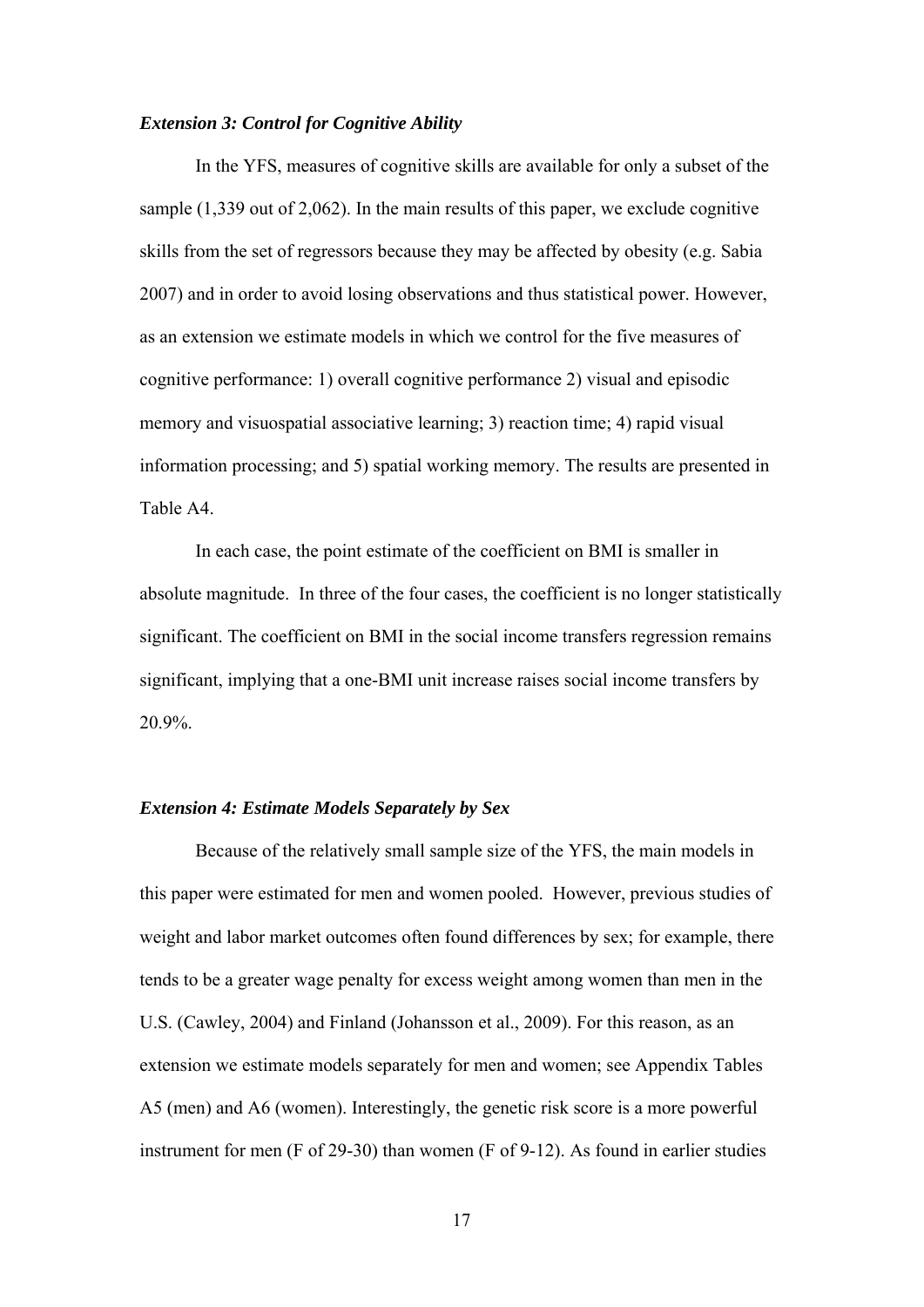### *Extension 3: Control for Cognitive Ability*

In the YFS, measures of cognitive skills are available for only a subset of the sample (1,339 out of 2,062). In the main results of this paper, we exclude cognitive skills from the set of regressors because they may be affected by obesity (e.g. Sabia 2007) and in order to avoid losing observations and thus statistical power. However, as an extension we estimate models in which we control for the five measures of cognitive performance: 1) overall cognitive performance 2) visual and episodic memory and visuospatial associative learning; 3) reaction time; 4) rapid visual information processing; and 5) spatial working memory. The results are presented in Table A4.

In each case, the point estimate of the coefficient on BMI is smaller in absolute magnitude. In three of the four cases, the coefficient is no longer statistically significant. The coefficient on BMI in the social income transfers regression remains significant, implying that a one-BMI unit increase raises social income transfers by 20.9%.

### *Extension 4: Estimate Models Separately by Sex*

Because of the relatively small sample size of the YFS, the main models in this paper were estimated for men and women pooled. However, previous studies of weight and labor market outcomes often found differences by sex; for example, there tends to be a greater wage penalty for excess weight among women than men in the U.S. (Cawley, 2004) and Finland (Johansson et al., 2009). For this reason, as an extension we estimate models separately for men and women; see Appendix Tables A5 (men) and A6 (women). Interestingly, the genetic risk score is a more powerful instrument for men (F of 29-30) than women (F of 9-12). As found in earlier studies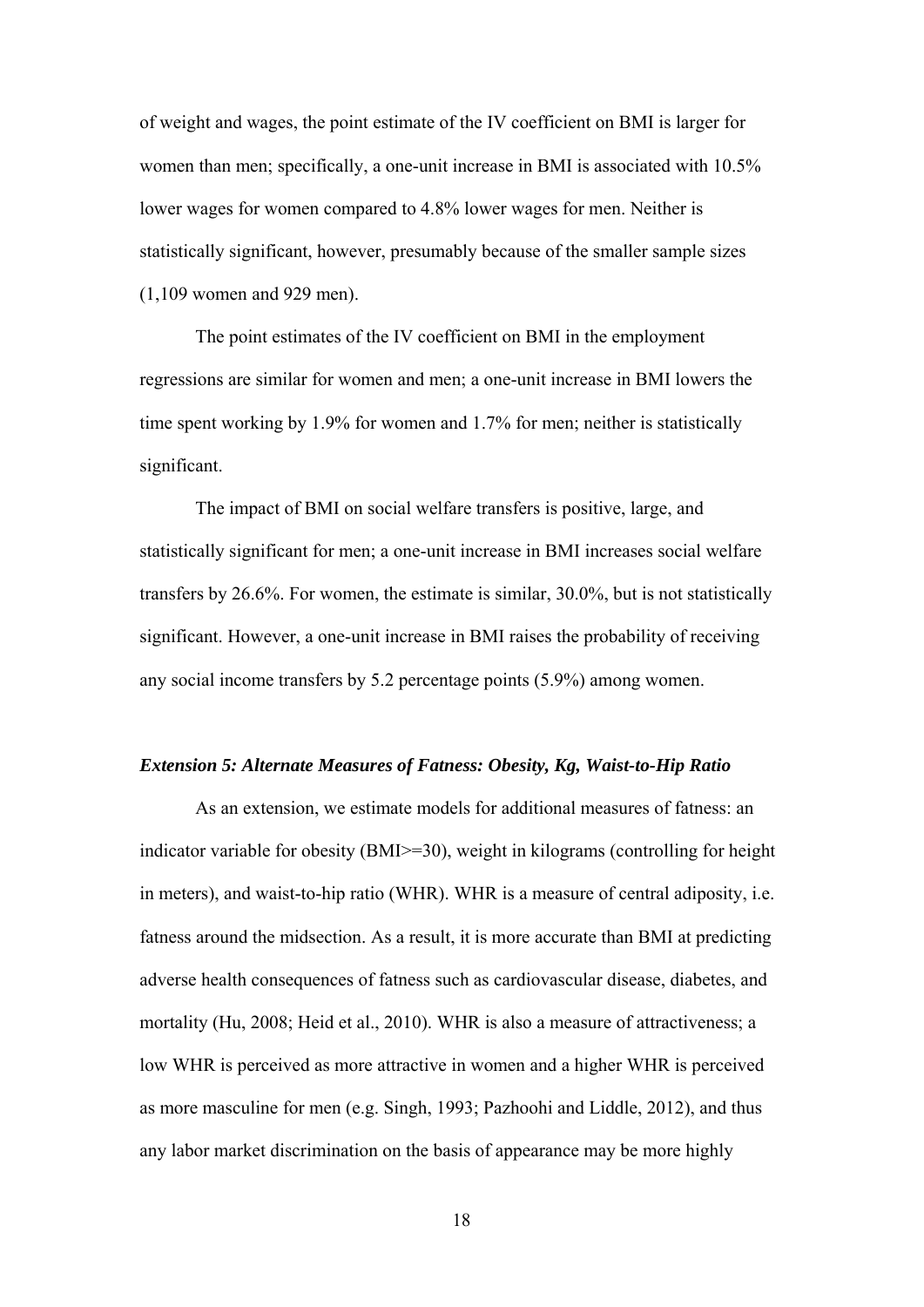of weight and wages, the point estimate of the IV coefficient on BMI is larger for women than men; specifically, a one-unit increase in BMI is associated with 10.5% lower wages for women compared to 4.8% lower wages for men. Neither is statistically significant, however, presumably because of the smaller sample sizes (1,109 women and 929 men).

The point estimates of the IV coefficient on BMI in the employment regressions are similar for women and men; a one-unit increase in BMI lowers the time spent working by 1.9% for women and 1.7% for men; neither is statistically significant.

The impact of BMI on social welfare transfers is positive, large, and statistically significant for men; a one-unit increase in BMI increases social welfare transfers by 26.6%. For women, the estimate is similar, 30.0%, but is not statistically significant. However, a one-unit increase in BMI raises the probability of receiving any social income transfers by 5.2 percentage points (5.9%) among women.

***Extension 5: Alternate Measures of Fatness: Obesity, Kg, Waist-to-Hip Ratio***

As an extension, we estimate models for additional measures of fatness: an indicator variable for obesity (BMI>=30), weight in kilograms (controlling for height in meters), and waist-to-hip ratio (WHR). WHR is a measure of central adiposity, i.e. fatness around the midsection. As a result, it is more accurate than BMI at predicting adverse health consequences of fatness such as cardiovascular disease, diabetes, and mortality (Hu, 2008; Heid et al., 2010). WHR is also a measure of attractiveness; a low WHR is perceived as more attractive in women and a higher WHR is perceived as more masculine for men (e.g. Singh, 1993; Pazhoohi and Liddle, 2012), and thus any labor market discrimination on the basis of appearance may be more highly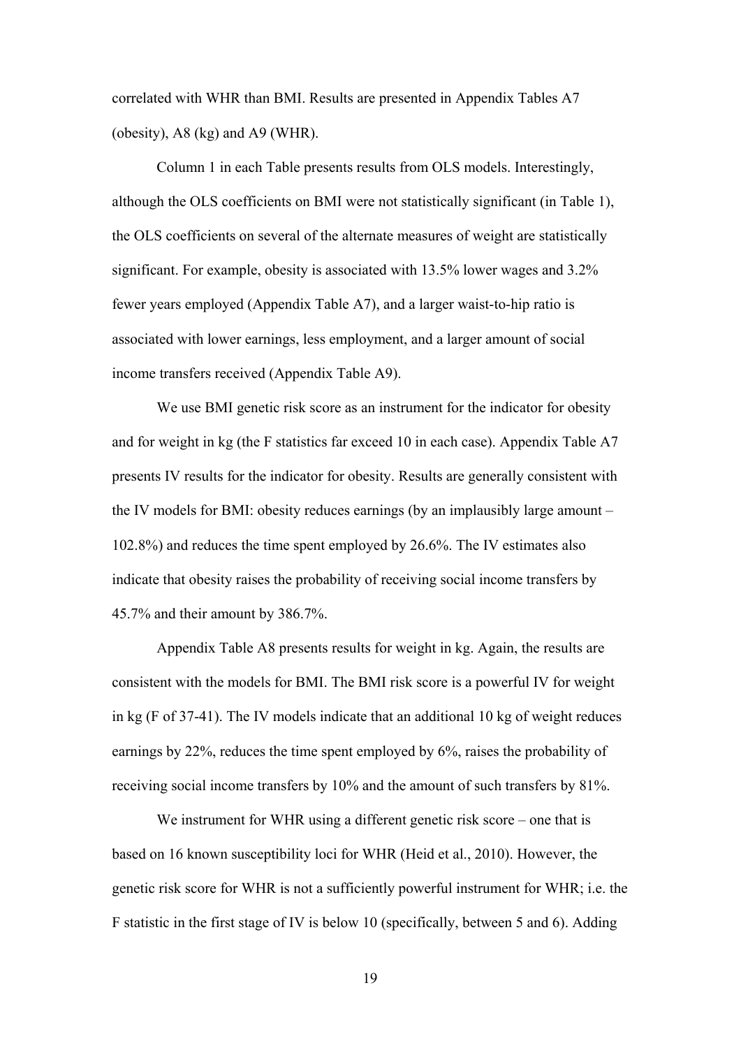correlated with WHR than BMI. Results are presented in Appendix Tables A7 (obesity), A8 (kg) and A9 (WHR).

Column 1 in each Table presents results from OLS models. Interestingly, although the OLS coefficients on BMI were not statistically significant (in Table 1), the OLS coefficients on several of the alternate measures of weight are statistically significant. For example, obesity is associated with 13.5% lower wages and 3.2% fewer years employed (Appendix Table A7), and a larger waist-to-hip ratio is associated with lower earnings, less employment, and a larger amount of social income transfers received (Appendix Table A9).

We use BMI genetic risk score as an instrument for the indicator for obesity and for weight in kg (the F statistics far exceed 10 in each case). Appendix Table A7 presents IV results for the indicator for obesity. Results are generally consistent with the IV models for BMI: obesity reduces earnings (by an implausibly large amount – 102.8%) and reduces the time spent employed by 26.6%. The IV estimates also indicate that obesity raises the probability of receiving social income transfers by 45.7% and their amount by 386.7%.

Appendix Table A8 presents results for weight in kg. Again, the results are consistent with the models for BMI. The BMI risk score is a powerful IV for weight in kg (F of 37-41). The IV models indicate that an additional 10 kg of weight reduces earnings by 22%, reduces the time spent employed by 6%, raises the probability of receiving social income transfers by 10% and the amount of such transfers by 81%.

We instrument for WHR using a different genetic risk score – one that is based on 16 known susceptibility loci for WHR (Heid et al., 2010). However, the genetic risk score for WHR is not a sufficiently powerful instrument for WHR; i.e. the F statistic in the first stage of IV is below 10 (specifically, between 5 and 6). Adding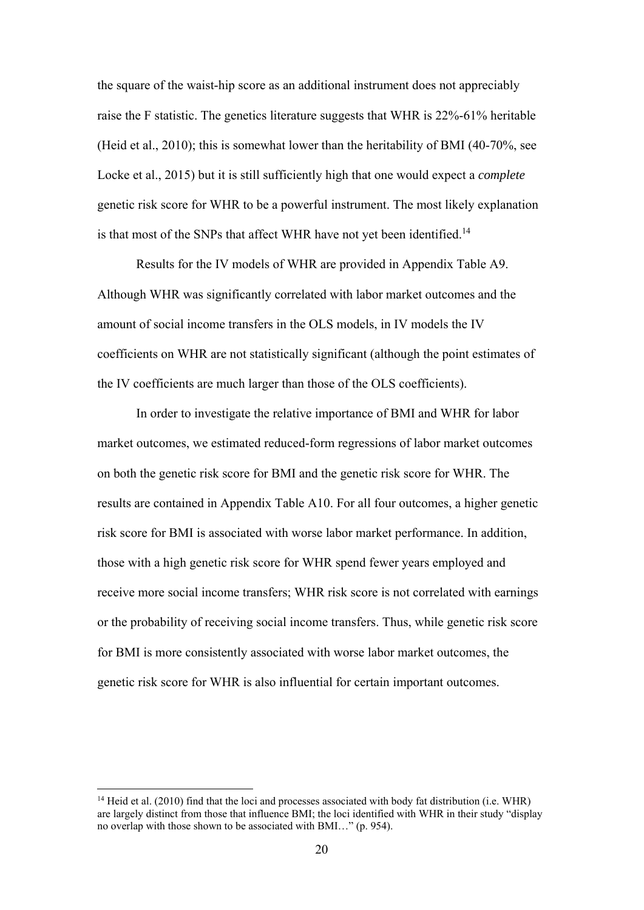the square of the waist-hip score as an additional instrument does not appreciably raise the F statistic. The genetics literature suggests that WHR is 22%-61% heritable (Heid et al., 2010); this is somewhat lower than the heritability of BMI (40-70%, see Locke et al., 2015) but it is still sufficiently high that one would expect a *complete* genetic risk score for WHR to be a powerful instrument. The most likely explanation is that most of the SNPs that affect WHR have not yet been identified.[14]

Results for the IV models of WHR are provided in Appendix Table A9. Although WHR was significantly correlated with labor market outcomes and the amount of social income transfers in the OLS models, in IV models the IV coefficients on WHR are not statistically significant (although the point estimates of the IV coefficients are much larger than those of the OLS coefficients).

In order to investigate the relative importance of BMI and WHR for labor market outcomes, we estimated reduced-form regressions of labor market outcomes on both the genetic risk score for BMI and the genetic risk score for WHR. The results are contained in Appendix Table A10. For all four outcomes, a higher genetic risk score for BMI is associated with worse labor market performance. In addition, those with a high genetic risk score for WHR spend fewer years employed and receive more social income transfers; WHR risk score is not correlated with earnings or the probability of receiving social income transfers. Thus, while genetic risk score for BMI is more consistently associated with worse labor market outcomes, the genetic risk score for WHR is also influential for certain important outcomes.

---

[14] Heid et al. (2010) find that the loci and processes associated with body fat distribution (i.e. WHR) are largely distinct from those that influence BMI; the loci identified with WHR in their study "display no overlap with those shown to be associated with BMI…" (p. 954).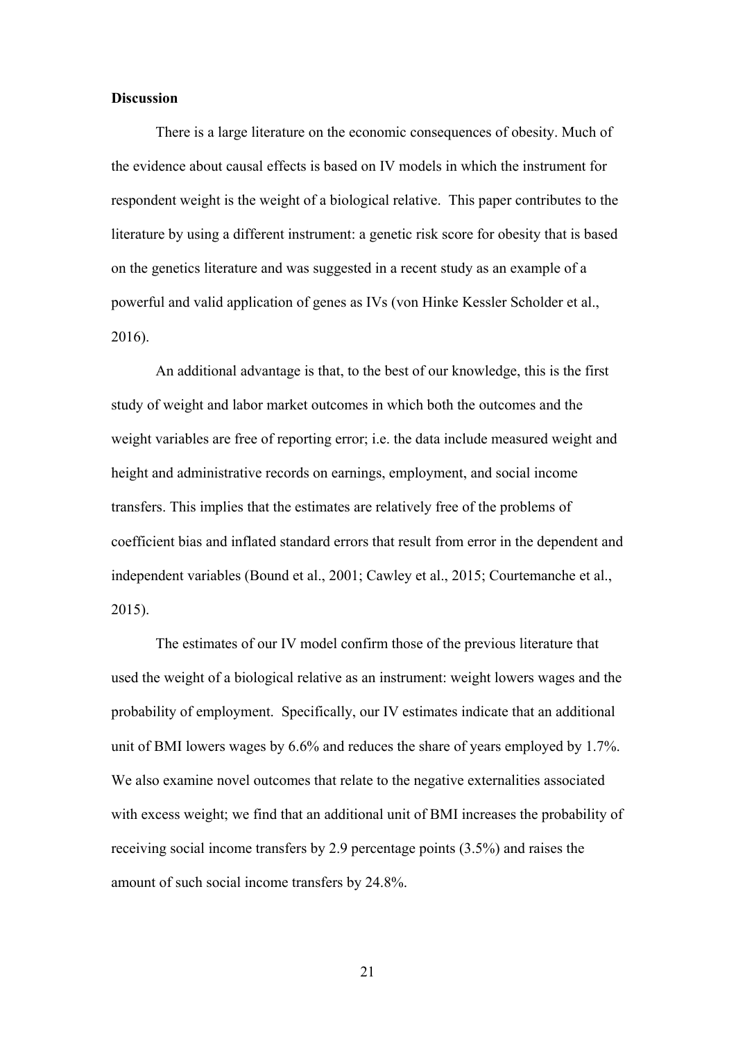**Discussion**

There is a large literature on the economic consequences of obesity. Much of the evidence about causal effects is based on IV models in which the instrument for respondent weight is the weight of a biological relative. This paper contributes to the literature by using a different instrument: a genetic risk score for obesity that is based on the genetics literature and was suggested in a recent study as an example of a powerful and valid application of genes as IVs (von Hinke Kessler Scholder et al., 2016).

An additional advantage is that, to the best of our knowledge, this is the first study of weight and labor market outcomes in which both the outcomes and the weight variables are free of reporting error; i.e. the data include measured weight and height and administrative records on earnings, employment, and social income transfers. This implies that the estimates are relatively free of the problems of coefficient bias and inflated standard errors that result from error in the dependent and independent variables (Bound et al., 2001; Cawley et al., 2015; Courtemanche et al., 2015).

The estimates of our IV model confirm those of the previous literature that used the weight of a biological relative as an instrument: weight lowers wages and the probability of employment. Specifically, our IV estimates indicate that an additional unit of BMI lowers wages by 6.6% and reduces the share of years employed by 1.7%. We also examine novel outcomes that relate to the negative externalities associated with excess weight; we find that an additional unit of BMI increases the probability of receiving social income transfers by 2.9 percentage points (3.5%) and raises the amount of such social income transfers by 24.8%.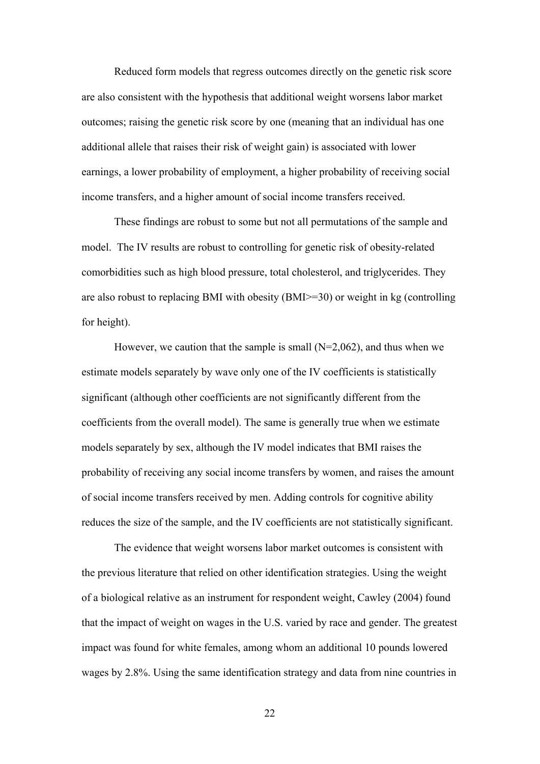Reduced form models that regress outcomes directly on the genetic risk score are also consistent with the hypothesis that additional weight worsens labor market outcomes; raising the genetic risk score by one (meaning that an individual has one additional allele that raises their risk of weight gain) is associated with lower earnings, a lower probability of employment, a higher probability of receiving social income transfers, and a higher amount of social income transfers received.

These findings are robust to some but not all permutations of the sample and model. The IV results are robust to controlling for genetic risk of obesity-related comorbidities such as high blood pressure, total cholesterol, and triglycerides. They are also robust to replacing BMI with obesity (BMI>=30) or weight in kg (controlling for height).

However, we caution that the sample is small (N=2,062), and thus when we estimate models separately by wave only one of the IV coefficients is statistically significant (although other coefficients are not significantly different from the coefficients from the overall model). The same is generally true when we estimate models separately by sex, although the IV model indicates that BMI raises the probability of receiving any social income transfers by women, and raises the amount of social income transfers received by men. Adding controls for cognitive ability reduces the size of the sample, and the IV coefficients are not statistically significant.

The evidence that weight worsens labor market outcomes is consistent with the previous literature that relied on other identification strategies. Using the weight of a biological relative as an instrument for respondent weight, Cawley (2004) found that the impact of weight on wages in the U.S. varied by race and gender. The greatest impact was found for white females, among whom an additional 10 pounds lowered wages by 2.8%. Using the same identification strategy and data from nine countries in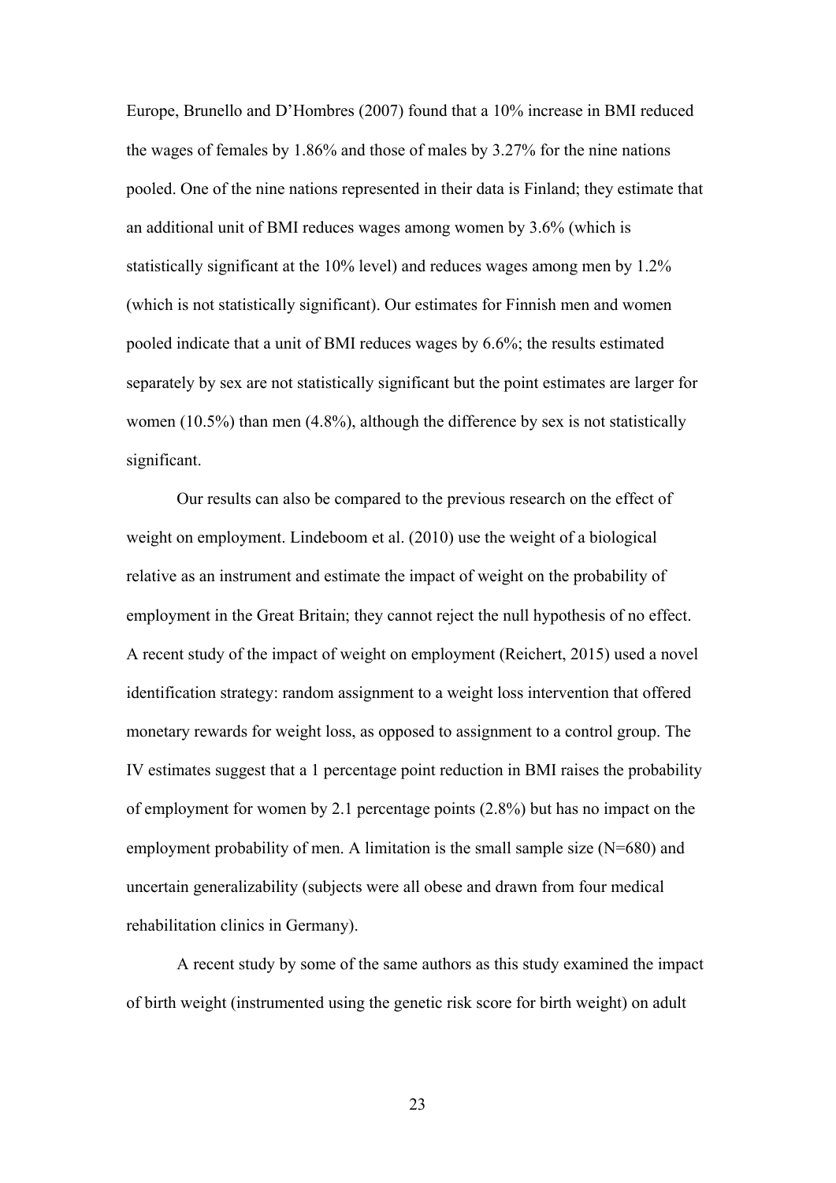Europe, Brunello and D'Hombres (2007) found that a 10% increase in BMI reduced the wages of females by 1.86% and those of males by 3.27% for the nine nations pooled. One of the nine nations represented in their data is Finland; they estimate that an additional unit of BMI reduces wages among women by 3.6% (which is statistically significant at the 10% level) and reduces wages among men by 1.2% (which is not statistically significant). Our estimates for Finnish men and women pooled indicate that a unit of BMI reduces wages by 6.6%; the results estimated separately by sex are not statistically significant but the point estimates are larger for women (10.5%) than men (4.8%), although the difference by sex is not statistically significant.

Our results can also be compared to the previous research on the effect of weight on employment. Lindeboom et al. (2010) use the weight of a biological relative as an instrument and estimate the impact of weight on the probability of employment in the Great Britain; they cannot reject the null hypothesis of no effect. A recent study of the impact of weight on employment (Reichert, 2015) used a novel identification strategy: random assignment to a weight loss intervention that offered monetary rewards for weight loss, as opposed to assignment to a control group. The IV estimates suggest that a 1 percentage point reduction in BMI raises the probability of employment for women by 2.1 percentage points (2.8%) but has no impact on the employment probability of men. A limitation is the small sample size (N=680) and uncertain generalizability (subjects were all obese and drawn from four medical rehabilitation clinics in Germany).

A recent study by some of the same authors as this study examined the impact of birth weight (instrumented using the genetic risk score for birth weight) on adult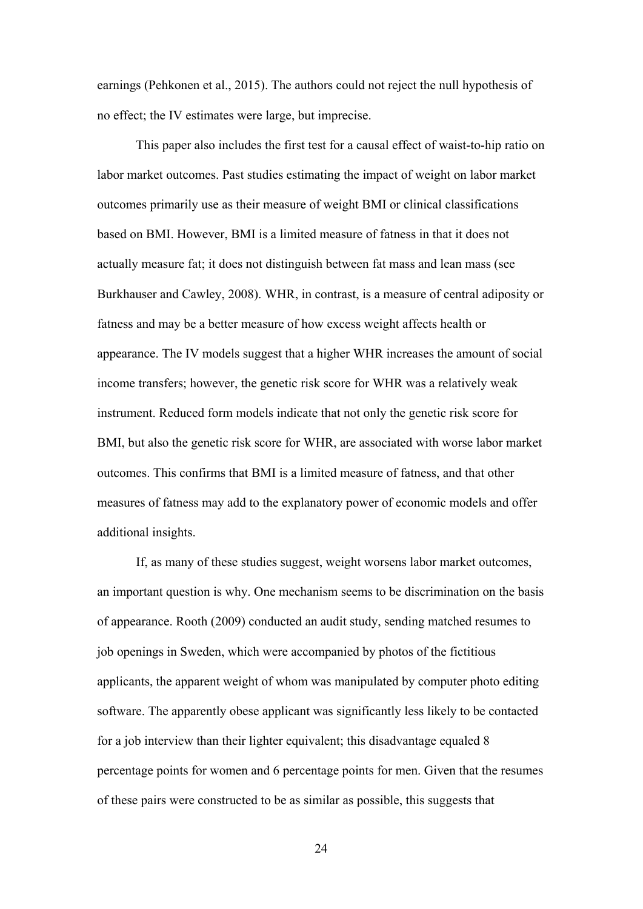earnings (Pehkonen et al., 2015). The authors could not reject the null hypothesis of no effect; the IV estimates were large, but imprecise.

This paper also includes the first test for a causal effect of waist-to-hip ratio on labor market outcomes. Past studies estimating the impact of weight on labor market outcomes primarily use as their measure of weight BMI or clinical classifications based on BMI. However, BMI is a limited measure of fatness in that it does not actually measure fat; it does not distinguish between fat mass and lean mass (see Burkhauser and Cawley, 2008). WHR, in contrast, is a measure of central adiposity or fatness and may be a better measure of how excess weight affects health or appearance. The IV models suggest that a higher WHR increases the amount of social income transfers; however, the genetic risk score for WHR was a relatively weak instrument. Reduced form models indicate that not only the genetic risk score for BMI, but also the genetic risk score for WHR, are associated with worse labor market outcomes. This confirms that BMI is a limited measure of fatness, and that other measures of fatness may add to the explanatory power of economic models and offer additional insights.

If, as many of these studies suggest, weight worsens labor market outcomes, an important question is why. One mechanism seems to be discrimination on the basis of appearance. Rooth (2009) conducted an audit study, sending matched resumes to job openings in Sweden, which were accompanied by photos of the fictitious applicants, the apparent weight of whom was manipulated by computer photo editing software. The apparently obese applicant was significantly less likely to be contacted for a job interview than their lighter equivalent; this disadvantage equaled 8 percentage points for women and 6 percentage points for men. Given that the resumes of these pairs were constructed to be as similar as possible, this suggests that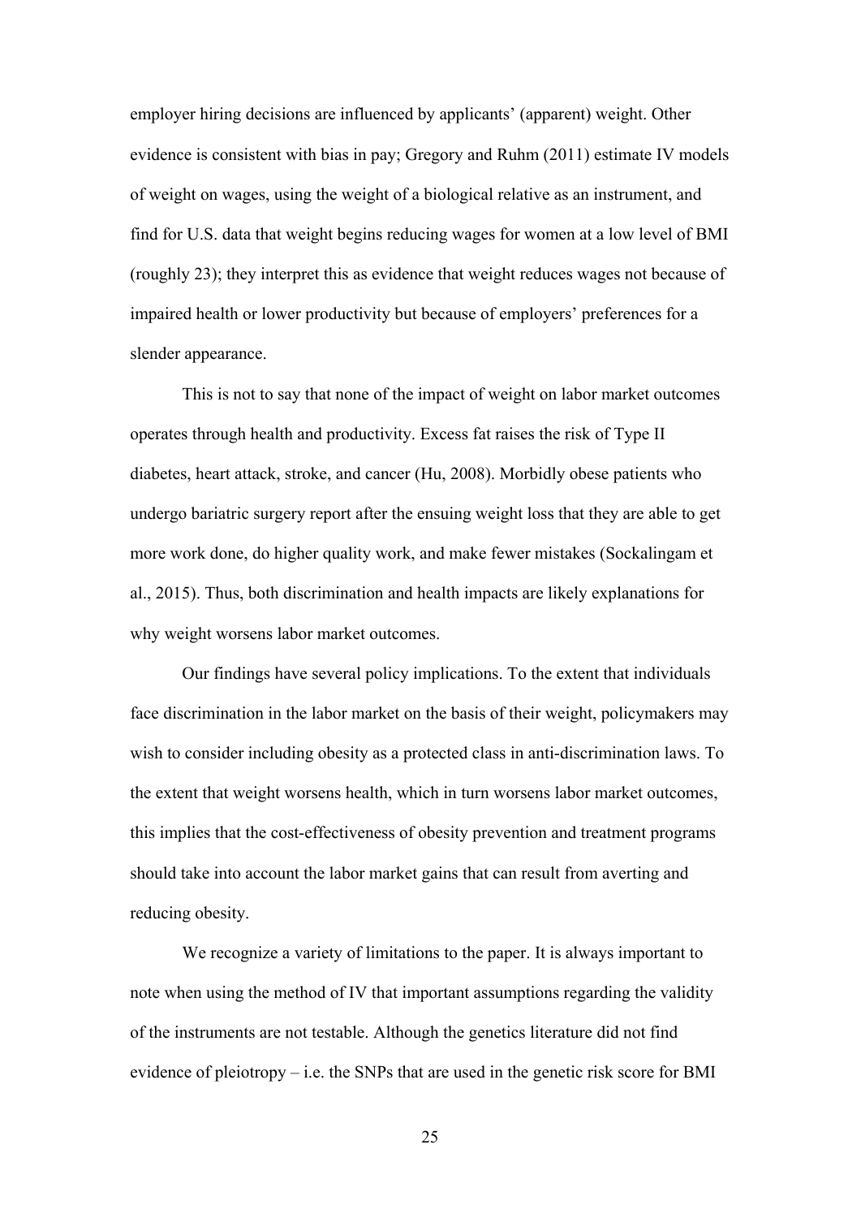employer hiring decisions are influenced by applicants' (apparent) weight. Other evidence is consistent with bias in pay; Gregory and Ruhm (2011) estimate IV models of weight on wages, using the weight of a biological relative as an instrument, and find for U.S. data that weight begins reducing wages for women at a low level of BMI (roughly 23); they interpret this as evidence that weight reduces wages not because of impaired health or lower productivity but because of employers' preferences for a slender appearance.

This is not to say that none of the impact of weight on labor market outcomes operates through health and productivity. Excess fat raises the risk of Type II diabetes, heart attack, stroke, and cancer (Hu, 2008). Morbidly obese patients who undergo bariatric surgery report after the ensuing weight loss that they are able to get more work done, do higher quality work, and make fewer mistakes (Sockalingam et al., 2015). Thus, both discrimination and health impacts are likely explanations for why weight worsens labor market outcomes.

Our findings have several policy implications. To the extent that individuals face discrimination in the labor market on the basis of their weight, policymakers may wish to consider including obesity as a protected class in anti-discrimination laws. To the extent that weight worsens health, which in turn worsens labor market outcomes, this implies that the cost-effectiveness of obesity prevention and treatment programs should take into account the labor market gains that can result from averting and reducing obesity.

We recognize a variety of limitations to the paper. It is always important to note when using the method of IV that important assumptions regarding the validity of the instruments are not testable. Although the genetics literature did not find evidence of pleiotropy – i.e. the SNPs that are used in the genetic risk score for BMI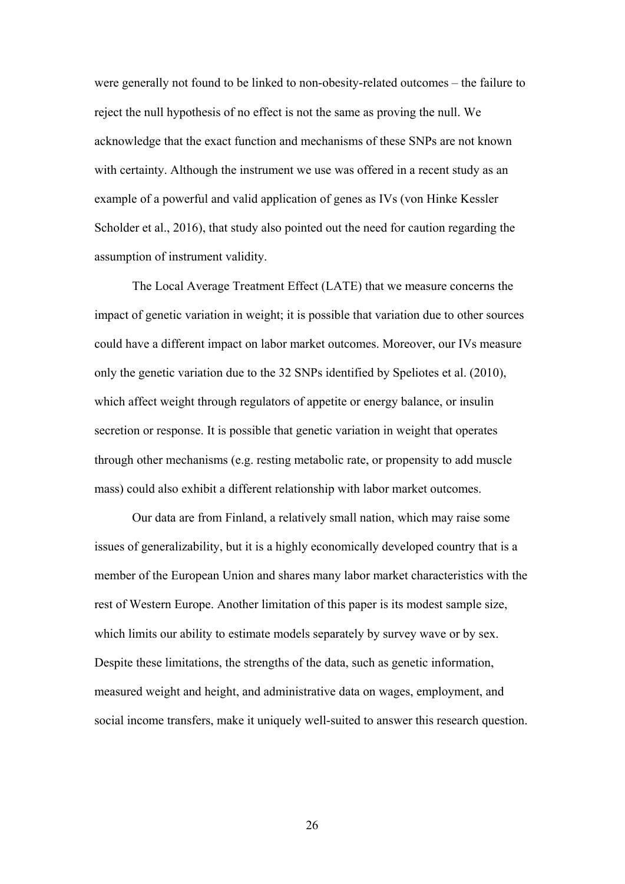were generally not found to be linked to non-obesity-related outcomes – the failure to reject the null hypothesis of no effect is not the same as proving the null. We acknowledge that the exact function and mechanisms of these SNPs are not known with certainty. Although the instrument we use was offered in a recent study as an example of a powerful and valid application of genes as IVs (von Hinke Kessler Scholder et al., 2016), that study also pointed out the need for caution regarding the assumption of instrument validity.

The Local Average Treatment Effect (LATE) that we measure concerns the impact of genetic variation in weight; it is possible that variation due to other sources could have a different impact on labor market outcomes. Moreover, our IVs measure only the genetic variation due to the 32 SNPs identified by Speliotes et al. (2010), which affect weight through regulators of appetite or energy balance, or insulin secretion or response. It is possible that genetic variation in weight that operates through other mechanisms (e.g. resting metabolic rate, or propensity to add muscle mass) could also exhibit a different relationship with labor market outcomes.

Our data are from Finland, a relatively small nation, which may raise some issues of generalizability, but it is a highly economically developed country that is a member of the European Union and shares many labor market characteristics with the rest of Western Europe. Another limitation of this paper is its modest sample size, which limits our ability to estimate models separately by survey wave or by sex. Despite these limitations, the strengths of the data, such as genetic information, measured weight and height, and administrative data on wages, employment, and social income transfers, make it uniquely well-suited to answer this research question.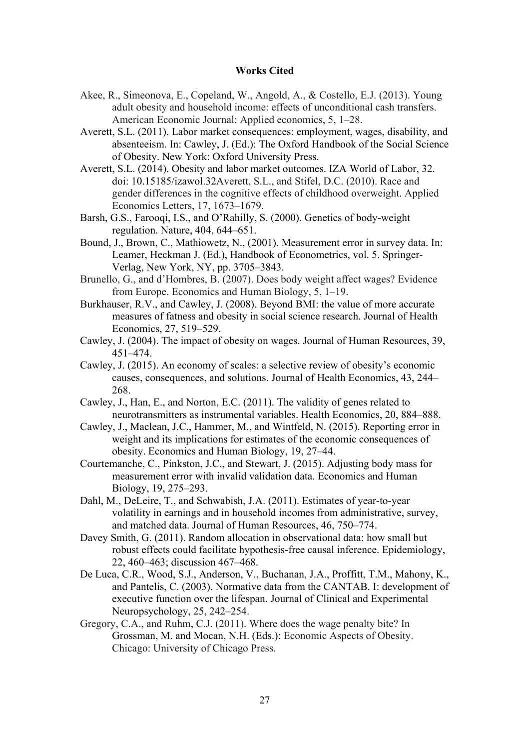**Works Cited**

Akee, R., Simeonova, E., Copeland, W., Angold, A., & Costello, E.J. (2013). Young adult obesity and household income: effects of unconditional cash transfers. American Economic Journal: Applied economics, 5, 1–28.

Averett, S.L. (2011). Labor market consequences: employment, wages, disability, and absenteeism. In: Cawley, J. (Ed.): The Oxford Handbook of the Social Science of Obesity. New York: Oxford University Press.

Averett, S.L. (2014). Obesity and labor market outcomes. IZA World of Labor, 32. doi: 10.15185/izawol.32Averett, S.L., and Stifel, D.C. (2010). Race and gender differences in the cognitive effects of childhood overweight. Applied Economics Letters, 17, 1673–1679.

Barsh, G.S., Farooqi, I.S., and O'Rahilly, S. (2000). Genetics of body-weight regulation. Nature, 404, 644–651.

Bound, J., Brown, C., Mathiowetz, N., (2001). Measurement error in survey data. In: Leamer, Heckman J. (Ed.), Handbook of Econometrics, vol. 5. Springer-Verlag, New York, NY, pp. 3705–3843.

Brunello, G., and d'Hombres, B. (2007). Does body weight affect wages? Evidence from Europe. Economics and Human Biology, 5, 1–19.

Burkhauser, R.V., and Cawley, J. (2008). Beyond BMI: the value of more accurate measures of fatness and obesity in social science research. Journal of Health Economics, 27, 519–529.

Cawley, J. (2004). The impact of obesity on wages. Journal of Human Resources, 39, 451–474.

Cawley, J. (2015). An economy of scales: a selective review of obesity's economic causes, consequences, and solutions. Journal of Health Economics, 43, 244–268.

Cawley, J., Han, E., and Norton, E.C. (2011). The validity of genes related to neurotransmitters as instrumental variables. Health Economics, 20, 884–888.

Cawley, J., Maclean, J.C., Hammer, M., and Wintfeld, N. (2015). Reporting error in weight and its implications for estimates of the economic consequences of obesity. Economics and Human Biology, 19, 27–44.

Courtemanche, C., Pinkston, J.C., and Stewart, J. (2015). Adjusting body mass for measurement error with invalid validation data. Economics and Human Biology, 19, 275–293.

Dahl, M., DeLeire, T., and Schwabish, J.A. (2011). Estimates of year-to-year volatility in earnings and in household incomes from administrative, survey, and matched data. Journal of Human Resources, 46, 750–774.

Davey Smith, G. (2011). Random allocation in observational data: how small but robust effects could facilitate hypothesis-free causal inference. Epidemiology, 22, 460–463; discussion 467–468.

De Luca, C.R., Wood, S.J., Anderson, V., Buchanan, J.A., Proffitt, T.M., Mahony, K., and Pantelis, C. (2003). Normative data from the CANTAB. I: development of executive function over the lifespan. Journal of Clinical and Experimental Neuropsychology, 25, 242–254.

Gregory, C.A., and Ruhm, C.J. (2011). Where does the wage penalty bite? In Grossman, M. and Mocan, N.H. (Eds.): Economic Aspects of Obesity. Chicago: University of Chicago Press.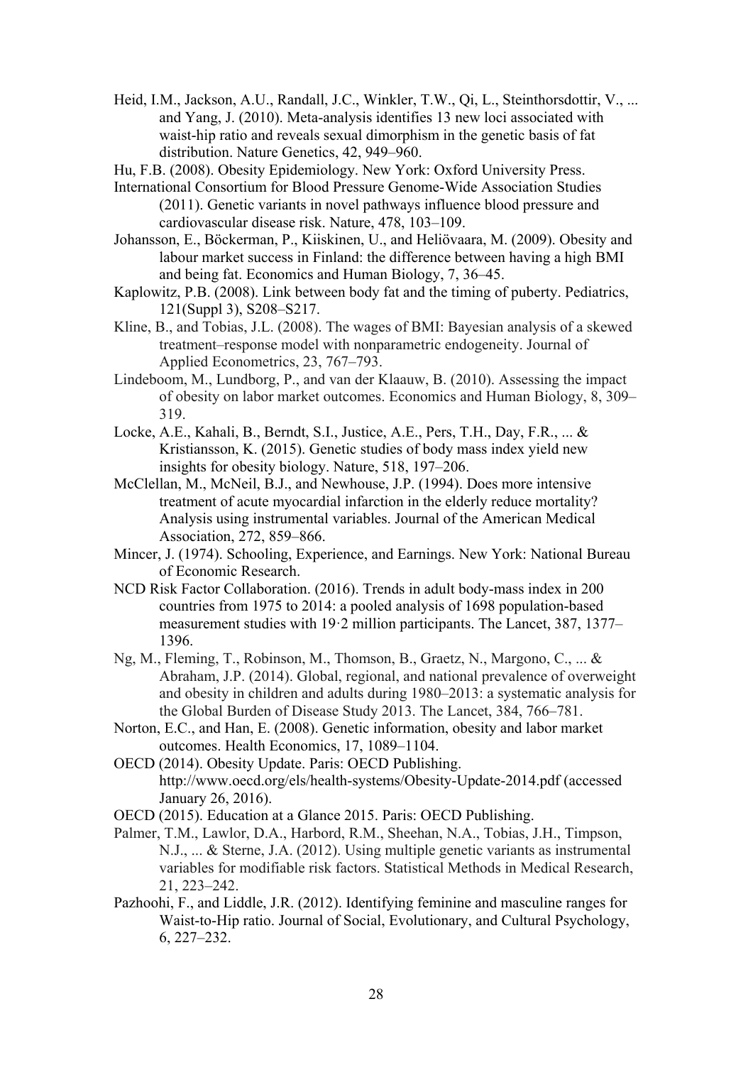Heid, I.M., Jackson, A.U., Randall, J.C., Winkler, T.W., Qi, L., Steinthorsdottir, V., ... and Yang, J. (2010). Meta-analysis identifies 13 new loci associated with waist-hip ratio and reveals sexual dimorphism in the genetic basis of fat distribution. Nature Genetics, 42, 949–960.

Hu, F.B. (2008). Obesity Epidemiology. New York: Oxford University Press.

International Consortium for Blood Pressure Genome-Wide Association Studies (2011). Genetic variants in novel pathways influence blood pressure and cardiovascular disease risk. Nature, 478, 103–109.

Johansson, E., Böckerman, P., Kiiskinen, U., and Heliövaara, M. (2009). Obesity and labour market success in Finland: the difference between having a high BMI and being fat. Economics and Human Biology, 7, 36–45.

Kaplowitz, P.B. (2008). Link between body fat and the timing of puberty. Pediatrics, 121(Suppl 3), S208–S217.

Kline, B., and Tobias, J.L. (2008). The wages of BMI: Bayesian analysis of a skewed treatment–response model with nonparametric endogeneity. Journal of Applied Econometrics, 23, 767–793.

Lindeboom, M., Lundborg, P., and van der Klaauw, B. (2010). Assessing the impact of obesity on labor market outcomes. Economics and Human Biology, 8, 309–319.

Locke, A.E., Kahali, B., Berndt, S.I., Justice, A.E., Pers, T.H., Day, F.R., ... & Kristiansson, K. (2015). Genetic studies of body mass index yield new insights for obesity biology. Nature, 518, 197–206.

McClellan, M., McNeil, B.J., and Newhouse, J.P. (1994). Does more intensive treatment of acute myocardial infarction in the elderly reduce mortality? Analysis using instrumental variables. Journal of the American Medical Association, 272, 859–866.

Mincer, J. (1974). Schooling, Experience, and Earnings. New York: National Bureau of Economic Research.

NCD Risk Factor Collaboration. (2016). Trends in adult body-mass index in 200 countries from 1975 to 2014: a pooled analysis of 1698 population-based measurement studies with 19·2 million participants. The Lancet, 387, 1377–1396.

Ng, M., Fleming, T., Robinson, M., Thomson, B., Graetz, N., Margono, C., ... & Abraham, J.P. (2014). Global, regional, and national prevalence of overweight and obesity in children and adults during 1980–2013: a systematic analysis for the Global Burden of Disease Study 2013. The Lancet, 384, 766–781.

Norton, E.C., and Han, E. (2008). Genetic information, obesity and labor market outcomes. Health Economics, 17, 1089–1104.

OECD (2014). Obesity Update. Paris: OECD Publishing. http://www.oecd.org/els/health-systems/Obesity-Update-2014.pdf (accessed January 26, 2016).

OECD (2015). Education at a Glance 2015. Paris: OECD Publishing.

Palmer, T.M., Lawlor, D.A., Harbord, R.M., Sheehan, N.A., Tobias, J.H., Timpson, N.J., ... & Sterne, J.A. (2012). Using multiple genetic variants as instrumental variables for modifiable risk factors. Statistical Methods in Medical Research, 21, 223–242.

Pazhoohi, F., and Liddle, J.R. (2012). Identifying feminine and masculine ranges for Waist-to-Hip ratio. Journal of Social, Evolutionary, and Cultural Psychology, 6, 227–232.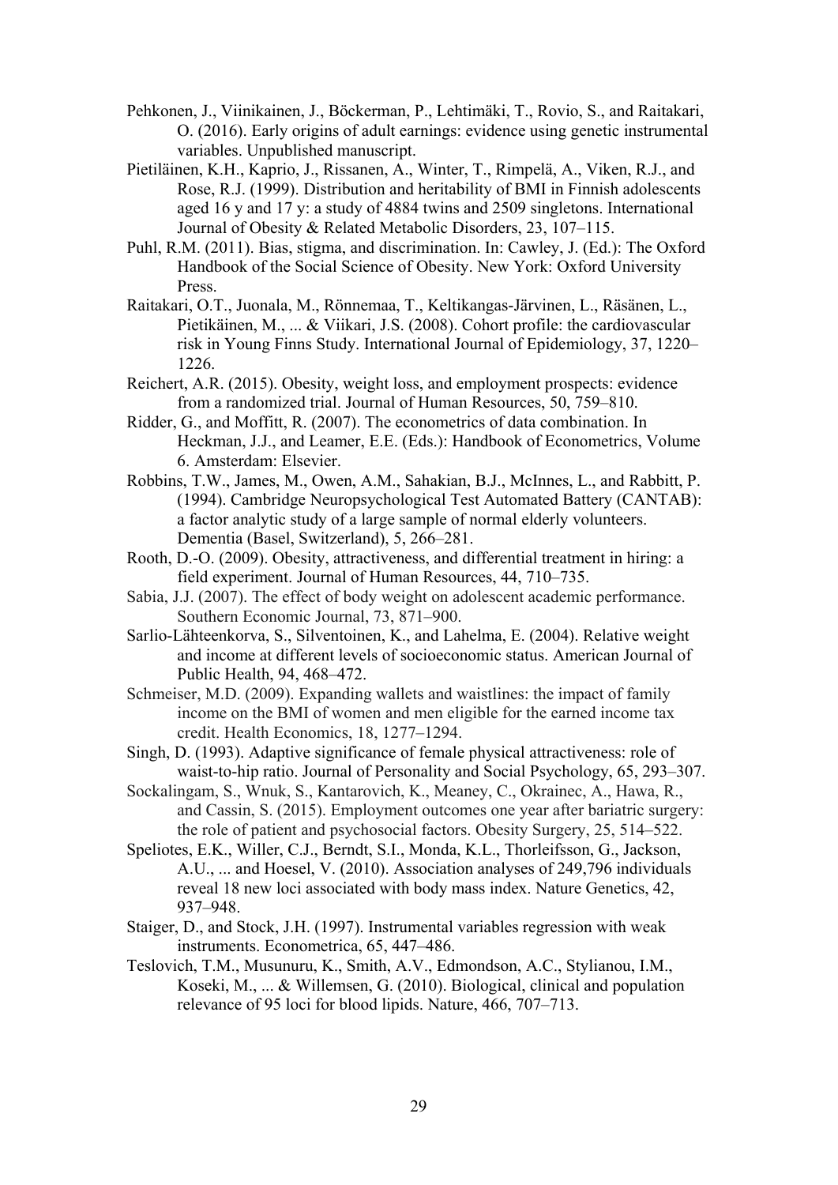Pehkonen, J., Viinikainen, J., Böckerman, P., Lehtimäki, T., Rovio, S., and Raitakari, O. (2016). Early origins of adult earnings: evidence using genetic instrumental variables. Unpublished manuscript.

Pietiläinen, K.H., Kaprio, J., Rissanen, A., Winter, T., Rimpelä, A., Viken, R.J., and Rose, R.J. (1999). Distribution and heritability of BMI in Finnish adolescents aged 16 y and 17 y: a study of 4884 twins and 2509 singletons. International Journal of Obesity & Related Metabolic Disorders, 23, 107–115.

Puhl, R.M. (2011). Bias, stigma, and discrimination. In: Cawley, J. (Ed.): The Oxford Handbook of the Social Science of Obesity. New York: Oxford University Press.

Raitakari, O.T., Juonala, M., Rönnemaa, T., Keltikangas-Järvinen, L., Räsänen, L., Pietikäinen, M., ... & Viikari, J.S. (2008). Cohort profile: the cardiovascular risk in Young Finns Study. International Journal of Epidemiology, 37, 1220–1226.

Reichert, A.R. (2015). Obesity, weight loss, and employment prospects: evidence from a randomized trial. Journal of Human Resources, 50, 759–810.

Ridder, G., and Moffitt, R. (2007). The econometrics of data combination. In Heckman, J.J., and Leamer, E.E. (Eds.): Handbook of Econometrics, Volume 6. Amsterdam: Elsevier.

Robbins, T.W., James, M., Owen, A.M., Sahakian, B.J., McInnes, L., and Rabbitt, P. (1994). Cambridge Neuropsychological Test Automated Battery (CANTAB): a factor analytic study of a large sample of normal elderly volunteers. Dementia (Basel, Switzerland), 5, 266–281.

Rooth, D.-O. (2009). Obesity, attractiveness, and differential treatment in hiring: a field experiment. Journal of Human Resources, 44, 710–735.

Sabia, J.J. (2007). The effect of body weight on adolescent academic performance. Southern Economic Journal, 73, 871–900.

Sarlio-Lähteenkorva, S., Silventoinen, K., and Lahelma, E. (2004). Relative weight and income at different levels of socioeconomic status. American Journal of Public Health, 94, 468–472.

Schmeiser, M.D. (2009). Expanding wallets and waistlines: the impact of family income on the BMI of women and men eligible for the earned income tax credit. Health Economics, 18, 1277–1294.

Singh, D. (1993). Adaptive significance of female physical attractiveness: role of waist-to-hip ratio. Journal of Personality and Social Psychology, 65, 293–307.

Sockalingam, S., Wnuk, S., Kantarovich, K., Meaney, C., Okrainec, A., Hawa, R., and Cassin, S. (2015). Employment outcomes one year after bariatric surgery: the role of patient and psychosocial factors. Obesity Surgery, 25, 514–522.

Speliotes, E.K., Willer, C.J., Berndt, S.I., Monda, K.L., Thorleifsson, G., Jackson, A.U., ... and Hoesel, V. (2010). Association analyses of 249,796 individuals reveal 18 new loci associated with body mass index. Nature Genetics, 42, 937–948.

Staiger, D., and Stock, J.H. (1997). Instrumental variables regression with weak instruments. Econometrica, 65, 447–486.

Teslovich, T.M., Musunuru, K., Smith, A.V., Edmondson, A.C., Stylianou, I.M., Koseki, M., ... & Willemsen, G. (2010). Biological, clinical and population relevance of 95 loci for blood lipids. Nature, 466, 707–713.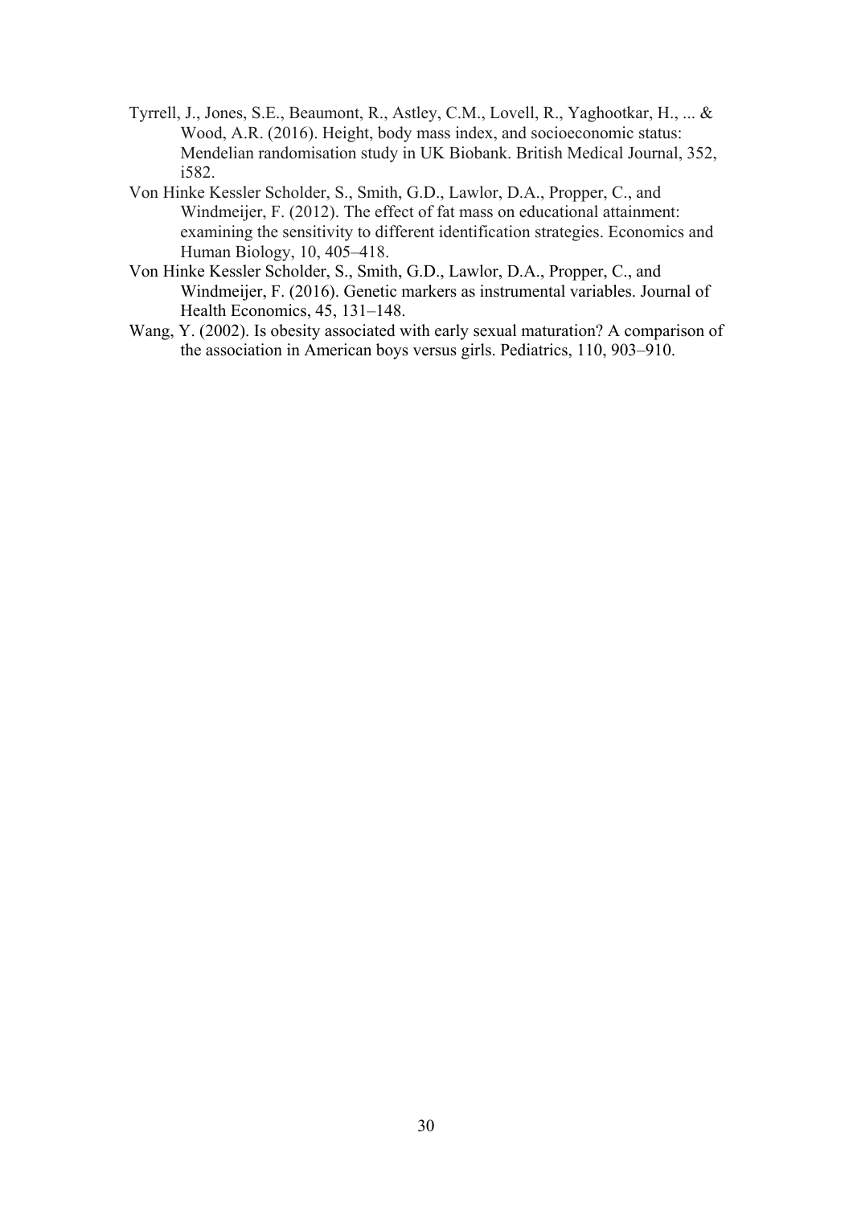Tyrrell, J., Jones, S.E., Beaumont, R., Astley, C.M., Lovell, R., Yaghootkar, H., ... & Wood, A.R. (2016). Height, body mass index, and socioeconomic status: Mendelian randomisation study in UK Biobank. British Medical Journal, 352, i582.

Von Hinke Kessler Scholder, S., Smith, G.D., Lawlor, D.A., Propper, C., and Windmeijer, F. (2012). The effect of fat mass on educational attainment: examining the sensitivity to different identification strategies. Economics and Human Biology, 10, 405–418.

Von Hinke Kessler Scholder, S., Smith, G.D., Lawlor, D.A., Propper, C., and Windmeijer, F. (2016). Genetic markers as instrumental variables. Journal of Health Economics, 45, 131–148.

Wang, Y. (2002). Is obesity associated with early sexual maturation? A comparison of the association in American boys versus girls. Pediatrics, 110, 903–910.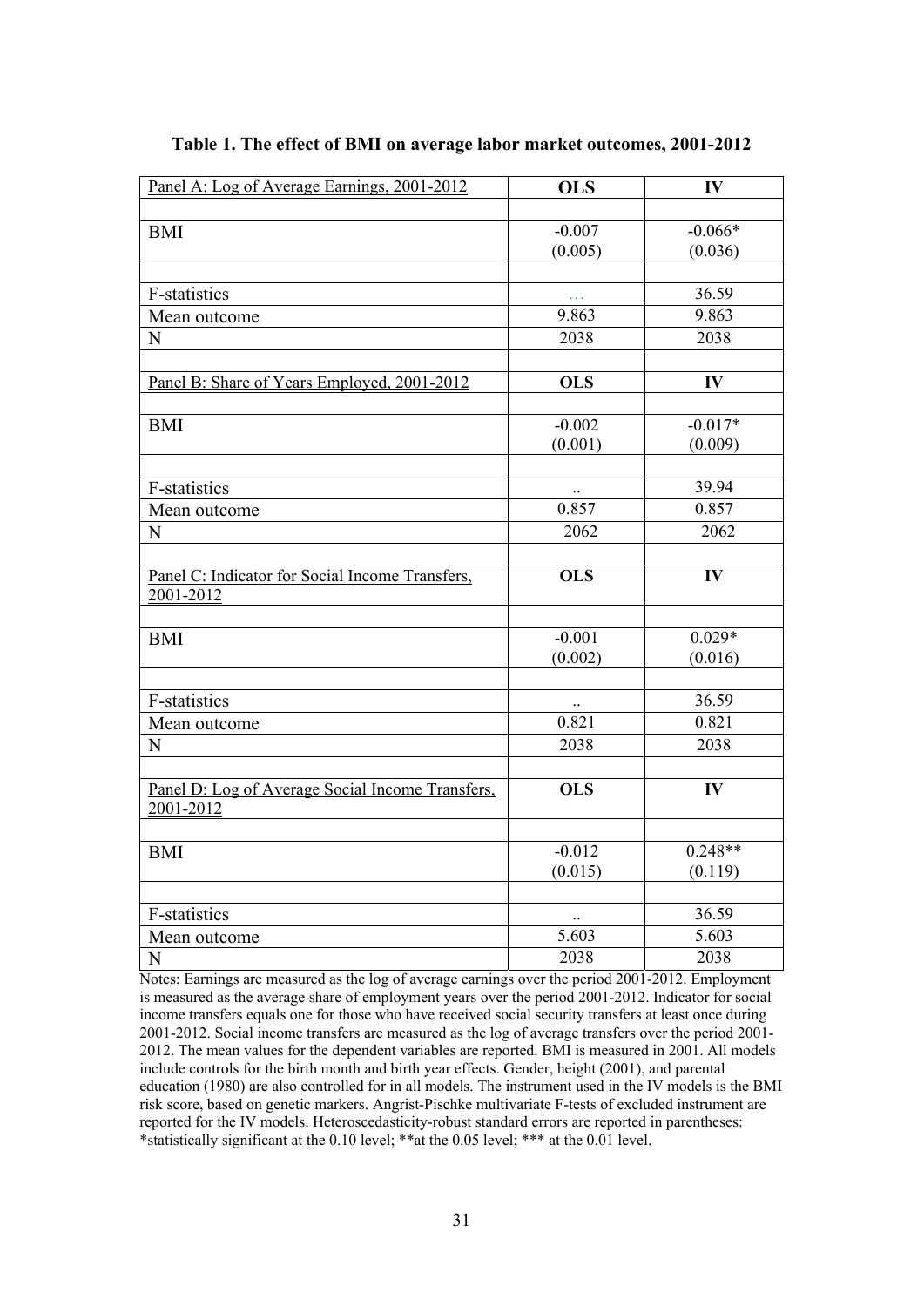**Table 1. The effect of BMI on average labor market outcomes, 2001-2012**

| Panel A: Log of Average Earnings, 2001-2012 | **OLS** | **IV** |
|---|---|---|
| | | |
| BMI | -0.007<br>(0.005) | -0.066*<br>(0.036) |
| | | |
| F-statistics | … | 36.59 |
| Mean outcome | 9.863 | 9.863 |
| N | 2038 | 2038 |
| | | |
| **Panel B: Share of Years Employed, 2001-2012** | **OLS** | **IV** |
| | | |
| BMI | -0.002<br>(0.001) | -0.017*<br>(0.009) |
| | | |
| F-statistics | .. | 39.94 |
| Mean outcome | 0.857 | 0.857 |
| N | 2062 | 2062 |
| | | |
| **Panel C: Indicator for Social Income Transfers, 2001-2012** | **OLS** | **IV** |
| | | |
| BMI | -0.001<br>(0.002) | 0.029*<br>(0.016) |
| | | |
| F-statistics | .. | 36.59 |
| Mean outcome | 0.821 | 0.821 |
| N | 2038 | 2038 |
| | | |
| **Panel D: Log of Average Social Income Transfers, 2001-2012** | **OLS** | **IV** |
| | | |
| BMI | -0.012<br>(0.015) | 0.248**<br>(0.119) |
| | | |
| F-statistics | .. | 36.59 |
| Mean outcome | 5.603 | 5.603 |
| N | 2038 | 2038 |

Notes: Earnings are measured as the log of average earnings over the period 2001-2012. Employment is measured as the average share of employment years over the period 2001-2012. Indicator for social income transfers equals one for those who have received social security transfers at least once during 2001-2012. Social income transfers are measured as the log of average transfers over the period 2001-2012. The mean values for the dependent variables are reported. BMI is measured in 2001. All models include controls for the birth month and birth year effects. Gender, height (2001), and parental education (1980) are also controlled for in all models. The instrument used in the IV models is the BMI risk score, based on genetic markers. Angrist-Pischke multivariate F-tests of excluded instrument are reported for the IV models. Heteroscedasticity-robust standard errors are reported in parentheses: *statistically significant at the 0.10 level; **at the 0.05 level; *** at the 0.01 level.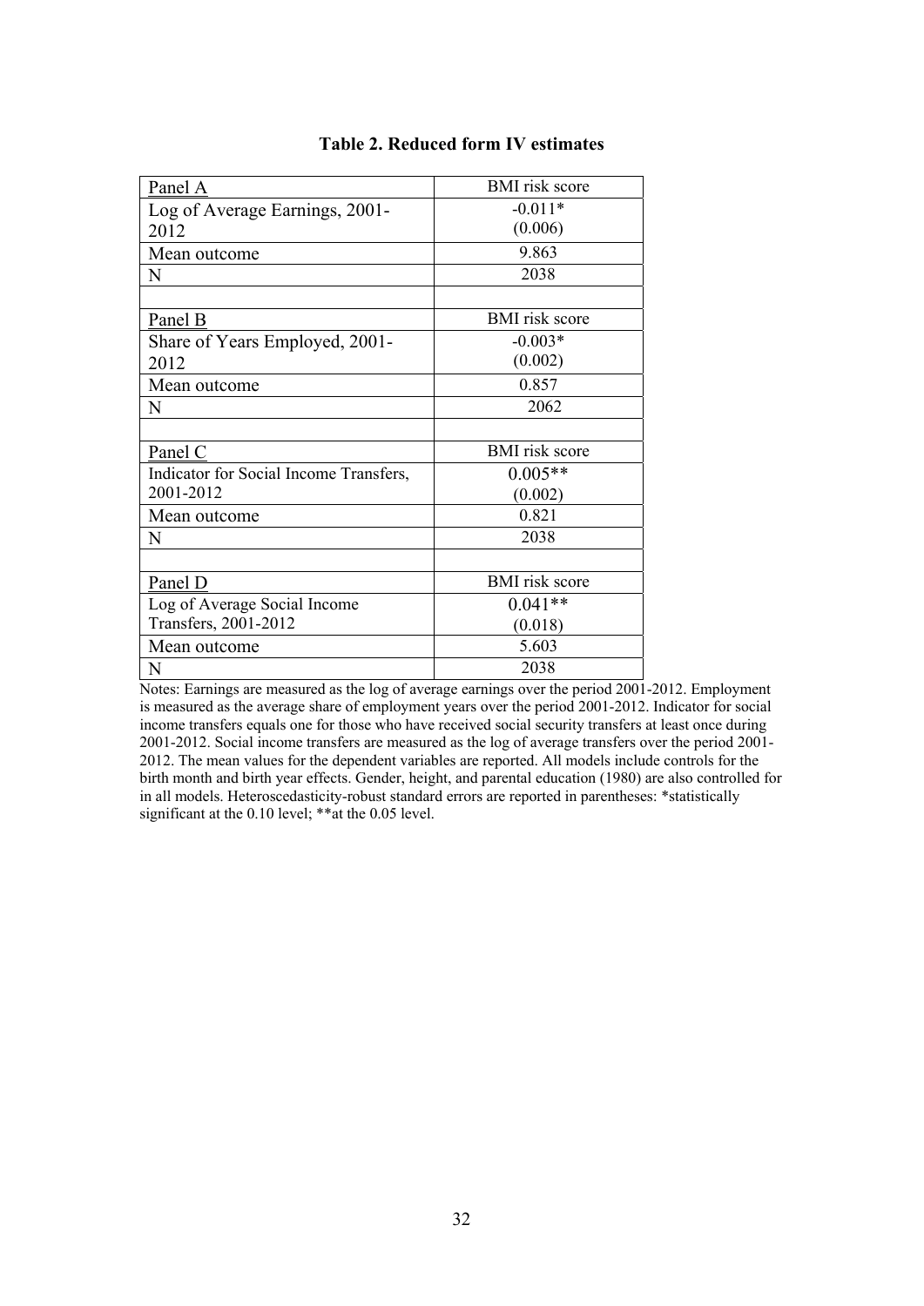**Table 2. Reduced form IV estimates**

| Panel A | BMI risk score |
|---|---|
| Log of Average Earnings, 2001-2012 | -0.011* (0.006) |
| Mean outcome | 9.863 |
| N | 2038 |
| | |
| Panel B | BMI risk score |
| Share of Years Employed, 2001-2012 | -0.003* (0.002) |
| Mean outcome | 0.857 |
| N | 2062 |
| | |
| Panel C | BMI risk score |
| Indicator for Social Income Transfers, 2001-2012 | 0.005** (0.002) |
| Mean outcome | 0.821 |
| N | 2038 |
| | |
| Panel D | BMI risk score |
| Log of Average Social Income Transfers, 2001-2012 | 0.041** (0.018) |
| Mean outcome | 5.603 |
| N | 2038 |

Notes: Earnings are measured as the log of average earnings over the period 2001-2012. Employment is measured as the average share of employment years over the period 2001-2012. Indicator for social income transfers equals one for those who have received social security transfers at least once during 2001-2012. Social income transfers are measured as the log of average transfers over the period 2001-2012. The mean values for the dependent variables are reported. All models include controls for the birth month and birth year effects. Gender, height, and parental education (1980) are also controlled for in all models. Heteroscedasticity-robust standard errors are reported in parentheses: *statistically significant at the 0.10 level; **at the 0.05 level.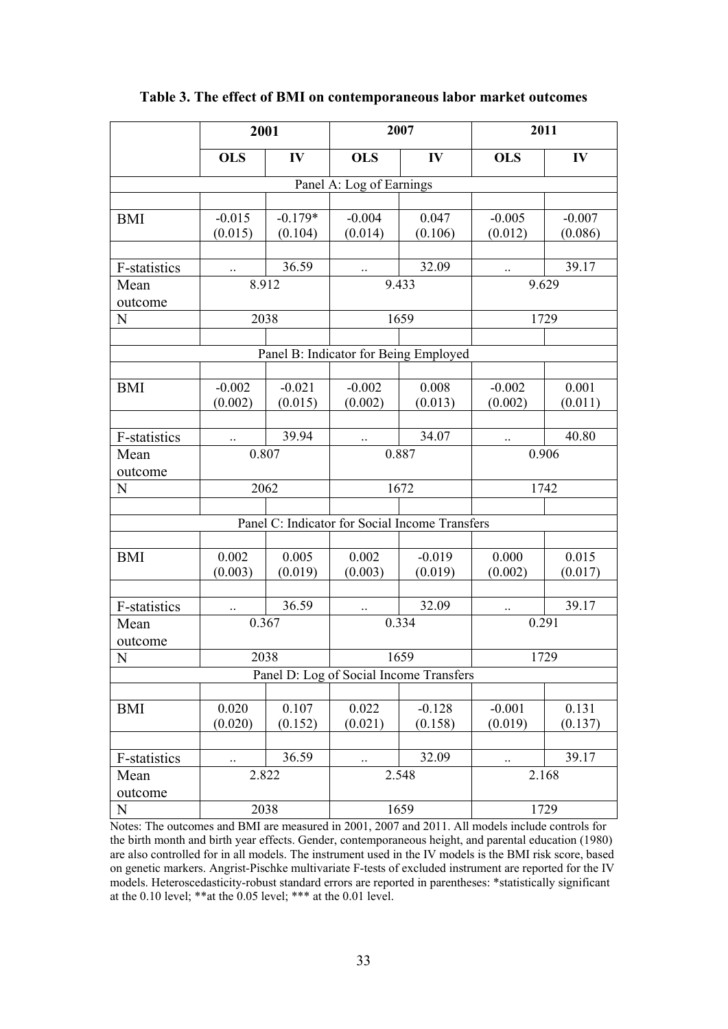**Table 3. The effect of BMI on contemporaneous labor market outcomes**

| | 2001 | | 2007 | | 2011 | |
|---|---|---|---|---|---|---|
| | **OLS** | **IV** | **OLS** | **IV** | **OLS** | **IV** |
| Panel A: Log of Earnings | | | | | | |
| BMI | -0.015<br>(0.015) | -0.179*<br>(0.104) | -0.004<br>(0.014) | 0.047<br>(0.106) | -0.005<br>(0.012) | -0.007<br>(0.086) |
| F-statistics | .. | 36.59 | .. | 32.09 | .. | 39.17 |
| Mean outcome | 8.912 | | 9.433 | | 9.629 | |
| N | 2038 | | 1659 | | 1729 | |
| Panel B: Indicator for Being Employed | | | | | | |
| BMI | -0.002<br>(0.002) | -0.021<br>(0.015) | -0.002<br>(0.002) | 0.008<br>(0.013) | -0.002<br>(0.002) | 0.001<br>(0.011) |
| F-statistics | .. | 39.94 | .. | 34.07 | .. | 40.80 |
| Mean outcome | 0.807 | | 0.887 | | 0.906 | |
| N | 2062 | | 1672 | | 1742 | |
| Panel C: Indicator for Social Income Transfers | | | | | | |
| BMI | 0.002<br>(0.003) | 0.005<br>(0.019) | 0.002<br>(0.003) | -0.019<br>(0.019) | 0.000<br>(0.002) | 0.015<br>(0.017) |
| F-statistics | .. | 36.59 | .. | 32.09 | .. | 39.17 |
| Mean outcome | 0.367 | | 0.334 | | 0.291 | |
| N | 2038 | | 1659 | | 1729 | |
| Panel D: Log of Social Income Transfers | | | | | | |
| BMI | 0.020<br>(0.020) | 0.107<br>(0.152) | 0.022<br>(0.021) | -0.128<br>(0.158) | -0.001<br>(0.019) | 0.131<br>(0.137) |
| F-statistics | .. | 36.59 | .. | 32.09 | .. | 39.17 |
| Mean outcome | 2.822 | | 2.548 | | 2.168 | |
| N | 2038 | | 1659 | | 1729 | |

Notes: The outcomes and BMI are measured in 2001, 2007 and 2011. All models include controls for the birth month and birth year effects. Gender, contemporaneous height, and parental education (1980) are also controlled for in all models. The instrument used in the IV models is the BMI risk score, based on genetic markers. Angrist-Pischke multivariate F-tests of excluded instrument are reported for the IV models. Heteroscedasticity-robust standard errors are reported in parentheses: *statistically significant at the 0.10 level; **at the 0.05 level; *** at the 0.01 level.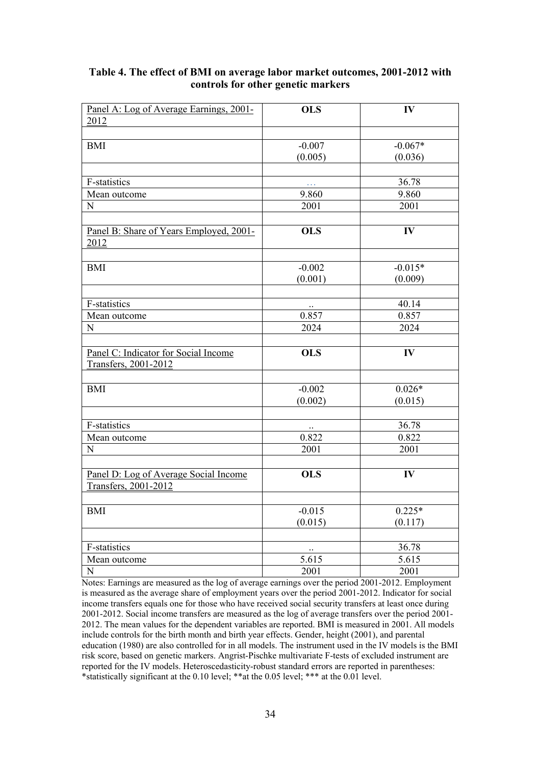**Table 4. The effect of BMI on average labor market outcomes, 2001-2012 with controls for other genetic markers**

| Panel A: Log of Average Earnings, 2001-2012 | OLS | IV |
|---|---|---|
| | | |
| BMI | -0.007<br>(0.005) | -0.067*<br>(0.036) |
| | | |
| F-statistics | … | 36.78 |
| Mean outcome | 9.860 | 9.860 |
| N | 2001 | 2001 |
| | | |
| Panel B: Share of Years Employed, 2001-2012 | OLS | IV |
| | | |
| BMI | -0.002<br>(0.001) | -0.015*<br>(0.009) |
| | | |
| F-statistics | .. | 40.14 |
| Mean outcome | 0.857 | 0.857 |
| N | 2024 | 2024 |
| | | |
| Panel C: Indicator for Social Income Transfers, 2001-2012 | OLS | IV |
| | | |
| BMI | -0.002<br>(0.002) | 0.026*<br>(0.015) |
| | | |
| F-statistics | .. | 36.78 |
| Mean outcome | 0.822 | 0.822 |
| N | 2001 | 2001 |
| | | |
| Panel D: Log of Average Social Income Transfers, 2001-2012 | OLS | IV |
| | | |
| BMI | -0.015<br>(0.015) | 0.225*<br>(0.117) |
| | | |
| F-statistics | .. | 36.78 |
| Mean outcome | 5.615 | 5.615 |
| N | 2001 | 2001 |

Notes: Earnings are measured as the log of average earnings over the period 2001-2012. Employment is measured as the average share of employment years over the period 2001-2012. Indicator for social income transfers equals one for those who have received social security transfers at least once during 2001-2012. Social income transfers are measured as the log of average transfers over the period 2001-2012. The mean values for the dependent variables are reported. BMI is measured in 2001. All models include controls for the birth month and birth year effects. Gender, height (2001), and parental education (1980) are also controlled for in all models. The instrument used in the IV models is the BMI risk score, based on genetic markers. Angrist-Pischke multivariate F-tests of excluded instrument are reported for the IV models. Heteroscedasticity-robust standard errors are reported in parentheses: *statistically significant at the 0.10 level; **at the 0.05 level; *** at the 0.01 level.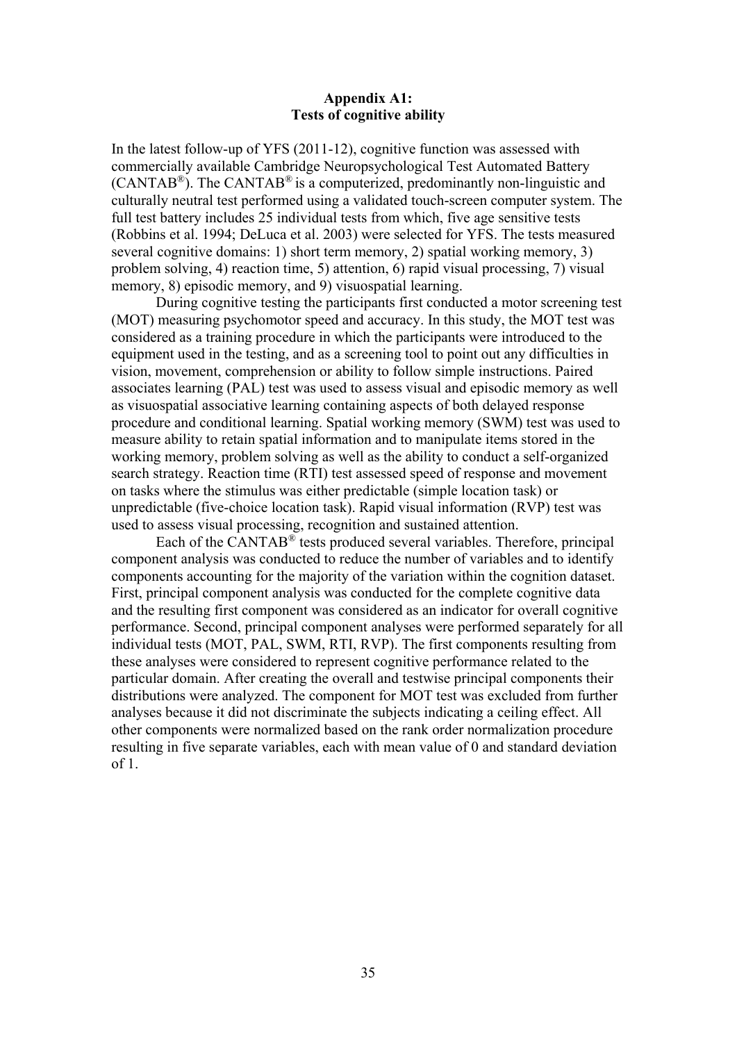## Appendix A1:
## Tests of cognitive ability

In the latest follow-up of YFS (2011-12), cognitive function was assessed with commercially available Cambridge Neuropsychological Test Automated Battery (CANTAB®). The CANTAB® is a computerized, predominantly non-linguistic and culturally neutral test performed using a validated touch-screen computer system. The full test battery includes 25 individual tests from which, five age sensitive tests (Robbins et al. 1994; DeLuca et al. 2003) were selected for YFS. The tests measured several cognitive domains: 1) short term memory, 2) spatial working memory, 3) problem solving, 4) reaction time, 5) attention, 6) rapid visual processing, 7) visual memory, 8) episodic memory, and 9) visuospatial learning.

During cognitive testing the participants first conducted a motor screening test (MOT) measuring psychomotor speed and accuracy. In this study, the MOT test was considered as a training procedure in which the participants were introduced to the equipment used in the testing, and as a screening tool to point out any difficulties in vision, movement, comprehension or ability to follow simple instructions. Paired associates learning (PAL) test was used to assess visual and episodic memory as well as visuospatial associative learning containing aspects of both delayed response procedure and conditional learning. Spatial working memory (SWM) test was used to measure ability to retain spatial information and to manipulate items stored in the working memory, problem solving as well as the ability to conduct a self-organized search strategy. Reaction time (RTI) test assessed speed of response and movement on tasks where the stimulus was either predictable (simple location task) or unpredictable (five-choice location task). Rapid visual information (RVP) test was used to assess visual processing, recognition and sustained attention.

Each of the CANTAB® tests produced several variables. Therefore, principal component analysis was conducted to reduce the number of variables and to identify components accounting for the majority of the variation within the cognition dataset. First, principal component analysis was conducted for the complete cognitive data and the resulting first component was considered as an indicator for overall cognitive performance. Second, principal component analyses were performed separately for all individual tests (MOT, PAL, SWM, RTI, RVP). The first components resulting from these analyses were considered to represent cognitive performance related to the particular domain. After creating the overall and testwise principal components their distributions were analyzed. The component for MOT test was excluded from further analyses because it did not discriminate the subjects indicating a ceiling effect. All other components were normalized based on the rank order normalization procedure resulting in five separate variables, each with mean value of 0 and standard deviation of 1.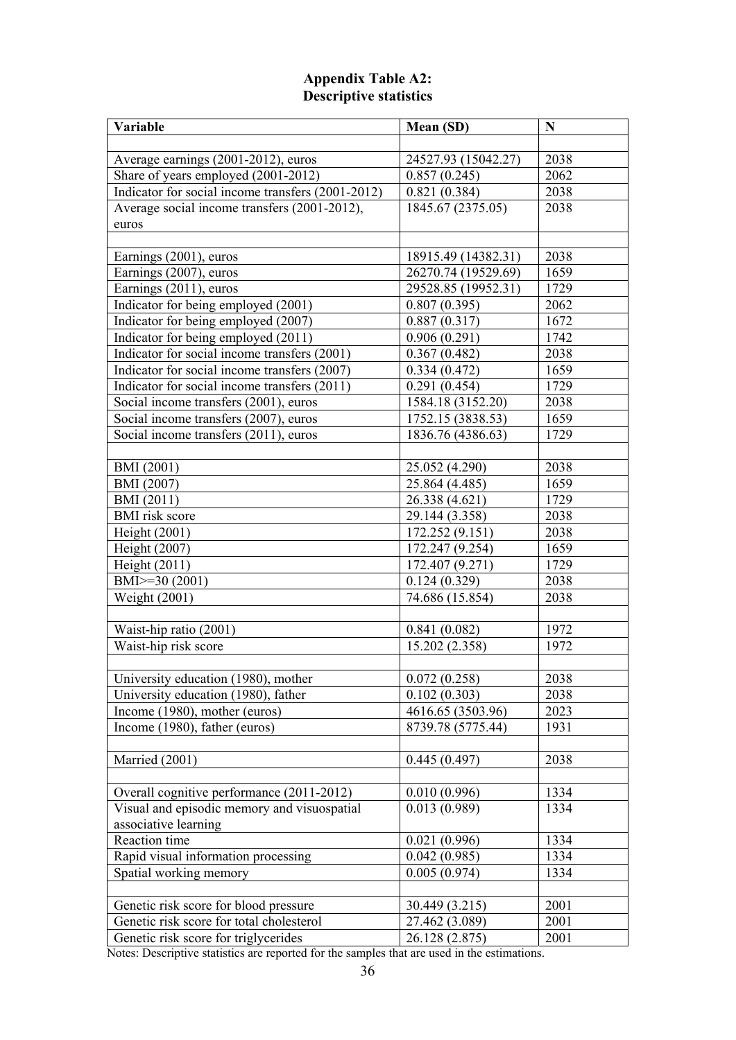**Appendix Table A2:**
**Descriptive statistics**

| Variable | Mean (SD) | N |
|---|---|---|
| | | |
| Average earnings (2001-2012), euros | 24527.93 (15042.27) | 2038 |
| Share of years employed (2001-2012) | 0.857 (0.245) | 2062 |
| Indicator for social income transfers (2001-2012) | 0.821 (0.384) | 2038 |
| Average social income transfers (2001-2012), euros | 1845.67 (2375.05) | 2038 |
| | | |
| Earnings (2001), euros | 18915.49 (14382.31) | 2038 |
| Earnings (2007), euros | 26270.74 (19529.69) | 1659 |
| Earnings (2011), euros | 29528.85 (19952.31) | 1729 |
| Indicator for being employed (2001) | 0.807 (0.395) | 2062 |
| Indicator for being employed (2007) | 0.887 (0.317) | 1672 |
| Indicator for being employed (2011) | 0.906 (0.291) | 1742 |
| Indicator for social income transfers (2001) | 0.367 (0.482) | 2038 |
| Indicator for social income transfers (2007) | 0.334 (0.472) | 1659 |
| Indicator for social income transfers (2011) | 0.291 (0.454) | 1729 |
| Social income transfers (2001), euros | 1584.18 (3152.20) | 2038 |
| Social income transfers (2007), euros | 1752.15 (3838.53) | 1659 |
| Social income transfers (2011), euros | 1836.76 (4386.63) | 1729 |
| | | |
| BMI (2001) | 25.052 (4.290) | 2038 |
| BMI (2007) | 25.864 (4.485) | 1659 |
| BMI (2011) | 26.338 (4.621) | 1729 |
| BMI risk score | 29.144 (3.358) | 2038 |
| Height (2001) | 172.252 (9.151) | 2038 |
| Height (2007) | 172.247 (9.254) | 1659 |
| Height (2011) | 172.407 (9.271) | 1729 |
| BMI>=30 (2001) | 0.124 (0.329) | 2038 |
| Weight (2001) | 74.686 (15.854) | 2038 |
| | | |
| Waist-hip ratio (2001) | 0.841 (0.082) | 1972 |
| Waist-hip risk score | 15.202 (2.358) | 1972 |
| | | |
| University education (1980), mother | 0.072 (0.258) | 2038 |
| University education (1980), father | 0.102 (0.303) | 2038 |
| Income (1980), mother (euros) | 4616.65 (3503.96) | 2023 |
| Income (1980), father (euros) | 8739.78 (5775.44) | 1931 |
| | | |
| Married (2001) | 0.445 (0.497) | 2038 |
| | | |
| Overall cognitive performance (2011-2012) | 0.010 (0.996) | 1334 |
| Visual and episodic memory and visuospatial associative learning | 0.013 (0.989) | 1334 |
| Reaction time | 0.021 (0.996) | 1334 |
| Rapid visual information processing | 0.042 (0.985) | 1334 |
| Spatial working memory | 0.005 (0.974) | 1334 |
| | | |
| Genetic risk score for blood pressure | 30.449 (3.215) | 2001 |
| Genetic risk score for total cholesterol | 27.462 (3.089) | 2001 |
| Genetic risk score for triglycerides | 26.128 (2.875) | 2001 |

Notes: Descriptive statistics are reported for the samples that are used in the estimations.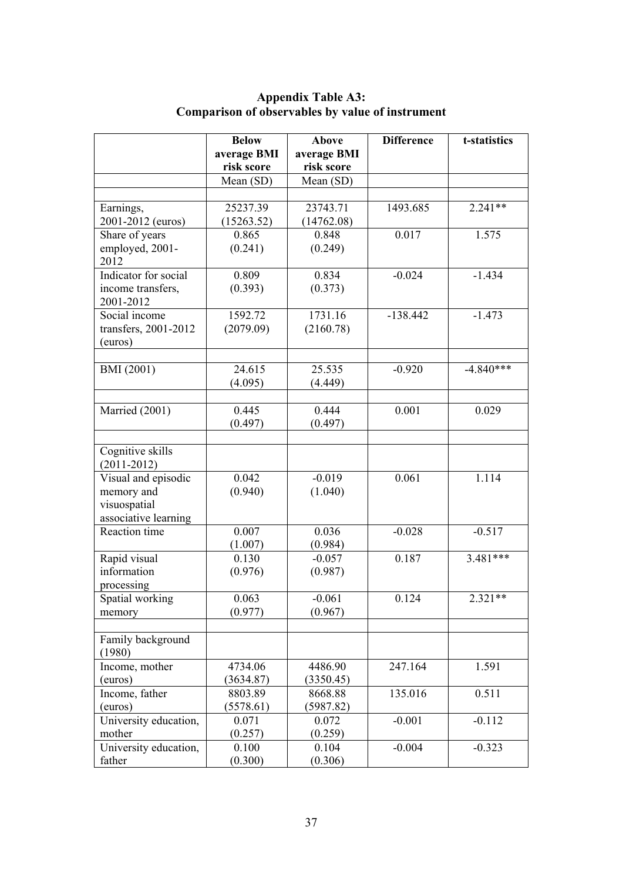**Appendix Table A3:**
**Comparison of observables by value of instrument**

| | Below average BMI risk score | Above average BMI risk score | Difference | t-statistics |
|---|---|---|---|---|
| | Mean (SD) | Mean (SD) | | |
| | | | | |
| Earnings, 2001-2012 (euros) | 25237.39 (15263.52) | 23743.71 (14762.08) | 1493.685 | 2.241** |
| Share of years employed, 2001-2012 | 0.865 (0.241) | 0.848 (0.249) | 0.017 | 1.575 |
| Indicator for social income transfers, 2001-2012 | 0.809 (0.393) | 0.834 (0.373) | -0.024 | -1.434 |
| Social income transfers, 2001-2012 (euros) | 1592.72 (2079.09) | 1731.16 (2160.78) | -138.442 | -1.473 |
| | | | | |
| BMI (2001) | 24.615 (4.095) | 25.535 (4.449) | -0.920 | -4.840*** |
| | | | | |
| Married (2001) | 0.445 (0.497) | 0.444 (0.497) | 0.001 | 0.029 |
| | | | | |
| Cognitive skills (2011-2012) | | | | |
| Visual and episodic memory and visuospatial associative learning | 0.042 (0.940) | -0.019 (1.040) | 0.061 | 1.114 |
| Reaction time | 0.007 (1.007) | 0.036 (0.984) | -0.028 | -0.517 |
| Rapid visual information processing | 0.130 (0.976) | -0.057 (0.987) | 0.187 | 3.481*** |
| Spatial working memory | 0.063 (0.977) | -0.061 (0.967) | 0.124 | 2.321** |
| | | | | |
| Family background (1980) | | | | |
| Income, mother (euros) | 4734.06 (3634.87) | 4486.90 (3350.45) | 247.164 | 1.591 |
| Income, father (euros) | 8803.89 (5578.61) | 8668.88 (5987.82) | 135.016 | 0.511 |
| University education, mother | 0.071 (0.257) | 0.072 (0.259) | -0.001 | -0.112 |
| University education, father | 0.100 (0.300) | 0.104 (0.306) | -0.004 | -0.323 |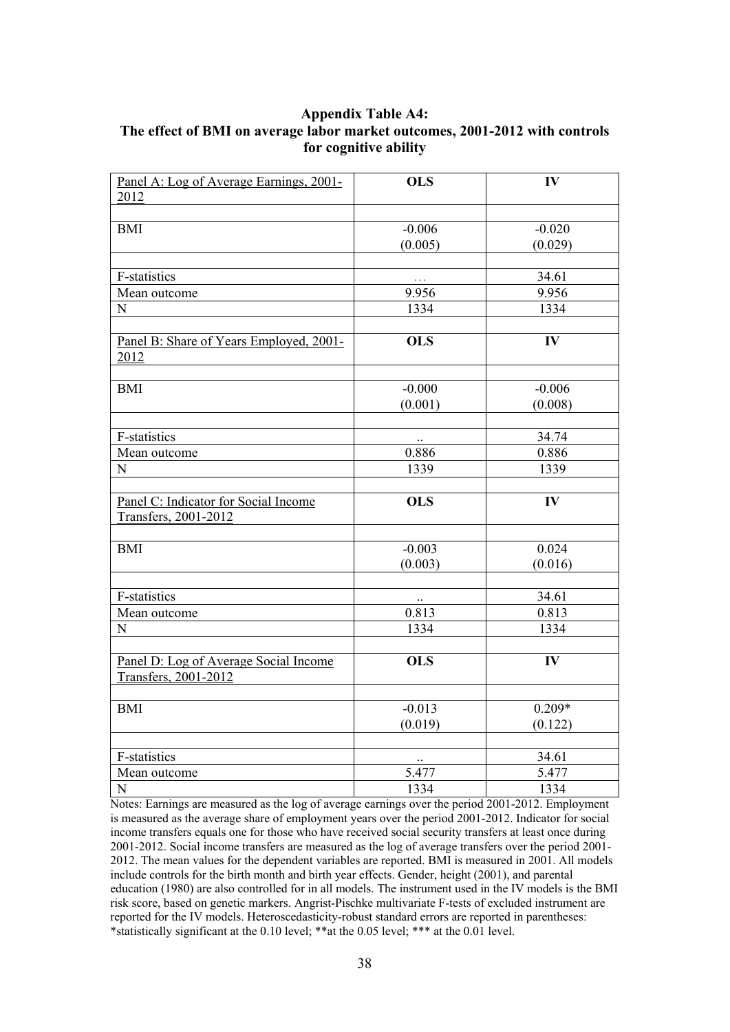**Appendix Table A4:**
**The effect of BMI on average labor market outcomes, 2001-2012 with controls for cognitive ability**

| Panel A: Log of Average Earnings, 2001-2012 | **OLS** | **IV** |
|---|---|---|
| | | |
| BMI | -0.006<br>(0.005) | -0.020<br>(0.029) |
| | | |
| F-statistics | … | 34.61 |
| Mean outcome | 9.956 | 9.956 |
| N | 1334 | 1334 |
| | | |
| Panel B: Share of Years Employed, 2001-2012 | **OLS** | **IV** |
| | | |
| BMI | -0.000<br>(0.001) | -0.006<br>(0.008) |
| | | |
| F-statistics | .. | 34.74 |
| Mean outcome | 0.886 | 0.886 |
| N | 1339 | 1339 |
| | | |
| Panel C: Indicator for Social Income Transfers, 2001-2012 | **OLS** | **IV** |
| | | |
| BMI | -0.003<br>(0.003) | 0.024<br>(0.016) |
| | | |
| F-statistics | .. | 34.61 |
| Mean outcome | 0.813 | 0.813 |
| N | 1334 | 1334 |
| | | |
| Panel D: Log of Average Social Income Transfers, 2001-2012 | **OLS** | **IV** |
| | | |
| BMI | -0.013<br>(0.019) | 0.209*<br>(0.122) |
| | | |
| F-statistics | .. | 34.61 |
| Mean outcome | 5.477 | 5.477 |
| N | 1334 | 1334 |

Notes: Earnings are measured as the log of average earnings over the period 2001-2012. Employment is measured as the average share of employment years over the period 2001-2012. Indicator for social income transfers equals one for those who have received social security transfers at least once during 2001-2012. Social income transfers are measured as the log of average transfers over the period 2001-2012. The mean values for the dependent variables are reported. BMI is measured in 2001. All models include controls for the birth month and birth year effects. Gender, height (2001), and parental education (1980) are also controlled for in all models. The instrument used in the IV models is the BMI risk score, based on genetic markers. Angrist-Pischke multivariate F-tests of excluded instrument are reported for the IV models. Heteroscedasticity-robust standard errors are reported in parentheses: *statistically significant at the 0.10 level; **at the 0.05 level; *** at the 0.01 level.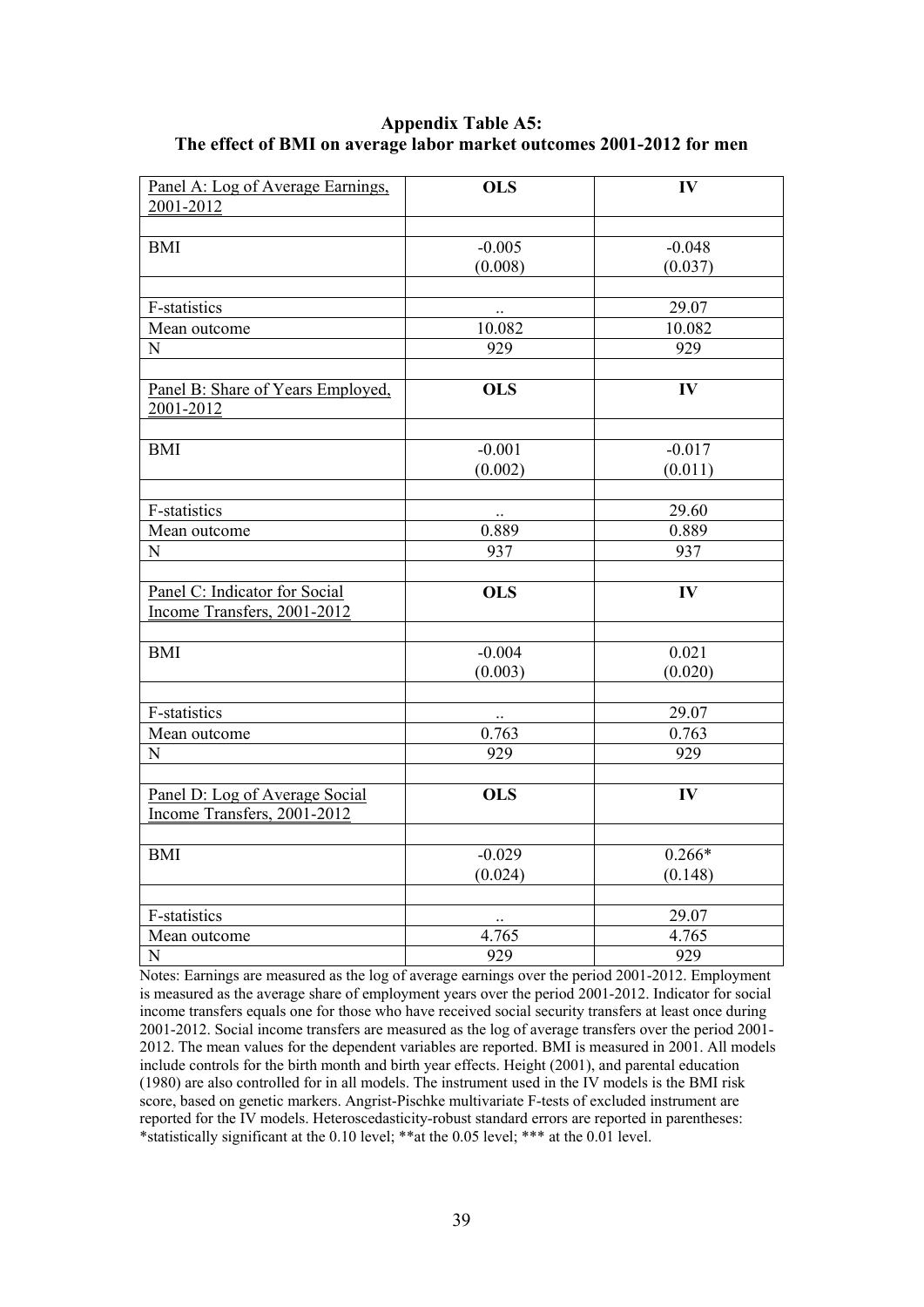**Appendix Table A5:**
**The effect of BMI on average labor market outcomes 2001-2012 for men**

| Panel A: Log of Average Earnings, 2001-2012 | **OLS** | **IV** |
|---|---|---|
| | | |
| BMI | -0.005<br>(0.008) | -0.048<br>(0.037) |
| | | |
| F-statistics | .. | 29.07 |
| Mean outcome | 10.082 | 10.082 |
| N | 929 | 929 |
| | | |
| Panel B: Share of Years Employed, 2001-2012 | **OLS** | **IV** |
| | | |
| BMI | -0.001<br>(0.002) | -0.017<br>(0.011) |
| | | |
| F-statistics | .. | 29.60 |
| Mean outcome | 0.889 | 0.889 |
| N | 937 | 937 |
| | | |
| Panel C: Indicator for Social Income Transfers, 2001-2012 | **OLS** | **IV** |
| | | |
| BMI | -0.004<br>(0.003) | 0.021<br>(0.020) |
| | | |
| F-statistics | .. | 29.07 |
| Mean outcome | 0.763 | 0.763 |
| N | 929 | 929 |
| | | |
| Panel D: Log of Average Social Income Transfers, 2001-2012 | **OLS** | **IV** |
| | | |
| BMI | -0.029<br>(0.024) | 0.266*<br>(0.148) |
| | | |
| F-statistics | .. | 29.07 |
| Mean outcome | 4.765 | 4.765 |
| N | 929 | 929 |

Notes: Earnings are measured as the log of average earnings over the period 2001-2012. Employment is measured as the average share of employment years over the period 2001-2012. Indicator for social income transfers equals one for those who have received social security transfers at least once during 2001-2012. Social income transfers are measured as the log of average transfers over the period 2001-2012. The mean values for the dependent variables are reported. BMI is measured in 2001. All models include controls for the birth month and birth year effects. Height (2001), and parental education (1980) are also controlled for in all models. The instrument used in the IV models is the BMI risk score, based on genetic markers. Angrist-Pischke multivariate F-tests of excluded instrument are reported for the IV models. Heteroscedasticity-robust standard errors are reported in parentheses: *statistically significant at the 0.10 level; **at the 0.05 level; *** at the 0.01 level.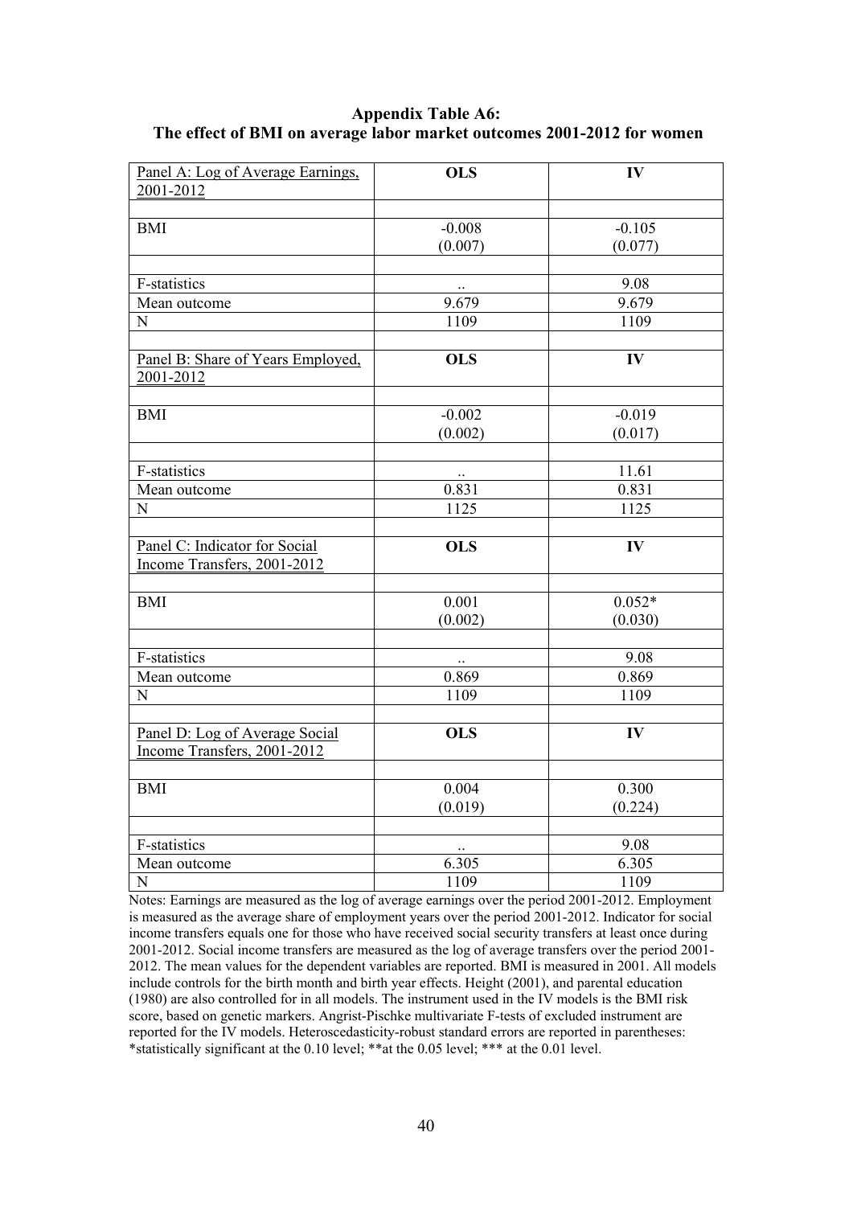**Appendix Table A6:**
**The effect of BMI on average labor market outcomes 2001-2012 for women**

| Panel A: Log of Average Earnings, 2001-2012 | **OLS** | **IV** |
|---|---|---|
| | | |
| BMI | -0.008<br>(0.007) | -0.105<br>(0.077) |
| | | |
| F-statistics | .. | 9.08 |
| Mean outcome | 9.679 | 9.679 |
| N | 1109 | 1109 |
| | | |
| **Panel B: Share of Years Employed, 2001-2012** | **OLS** | **IV** |
| | | |
| BMI | -0.002<br>(0.002) | -0.019<br>(0.017) |
| | | |
| F-statistics | .. | 11.61 |
| Mean outcome | 0.831 | 0.831 |
| N | 1125 | 1125 |
| | | |
| **Panel C: Indicator for Social Income Transfers, 2001-2012** | **OLS** | **IV** |
| | | |
| BMI | 0.001<br>(0.002) | 0.052*<br>(0.030) |
| | | |
| F-statistics | .. | 9.08 |
| Mean outcome | 0.869 | 0.869 |
| N | 1109 | 1109 |
| | | |
| **Panel D: Log of Average Social Income Transfers, 2001-2012** | **OLS** | **IV** |
| | | |
| BMI | 0.004<br>(0.019) | 0.300<br>(0.224) |
| | | |
| F-statistics | .. | 9.08 |
| Mean outcome | 6.305 | 6.305 |
| N | 1109 | 1109 |

Notes: Earnings are measured as the log of average earnings over the period 2001-2012. Employment is measured as the average share of employment years over the period 2001-2012. Indicator for social income transfers equals one for those who have received social security transfers at least once during 2001-2012. Social income transfers are measured as the log of average transfers over the period 2001-2012. The mean values for the dependent variables are reported. BMI is measured in 2001. All models include controls for the birth month and birth year effects. Height (2001), and parental education (1980) are also controlled for in all models. The instrument used in the IV models is the BMI risk score, based on genetic markers. Angrist-Pischke multivariate F-tests of excluded instrument are reported for the IV models. Heteroscedasticity-robust standard errors are reported in parentheses: *statistically significant at the 0.10 level; **at the 0.05 level; *** at the 0.01 level.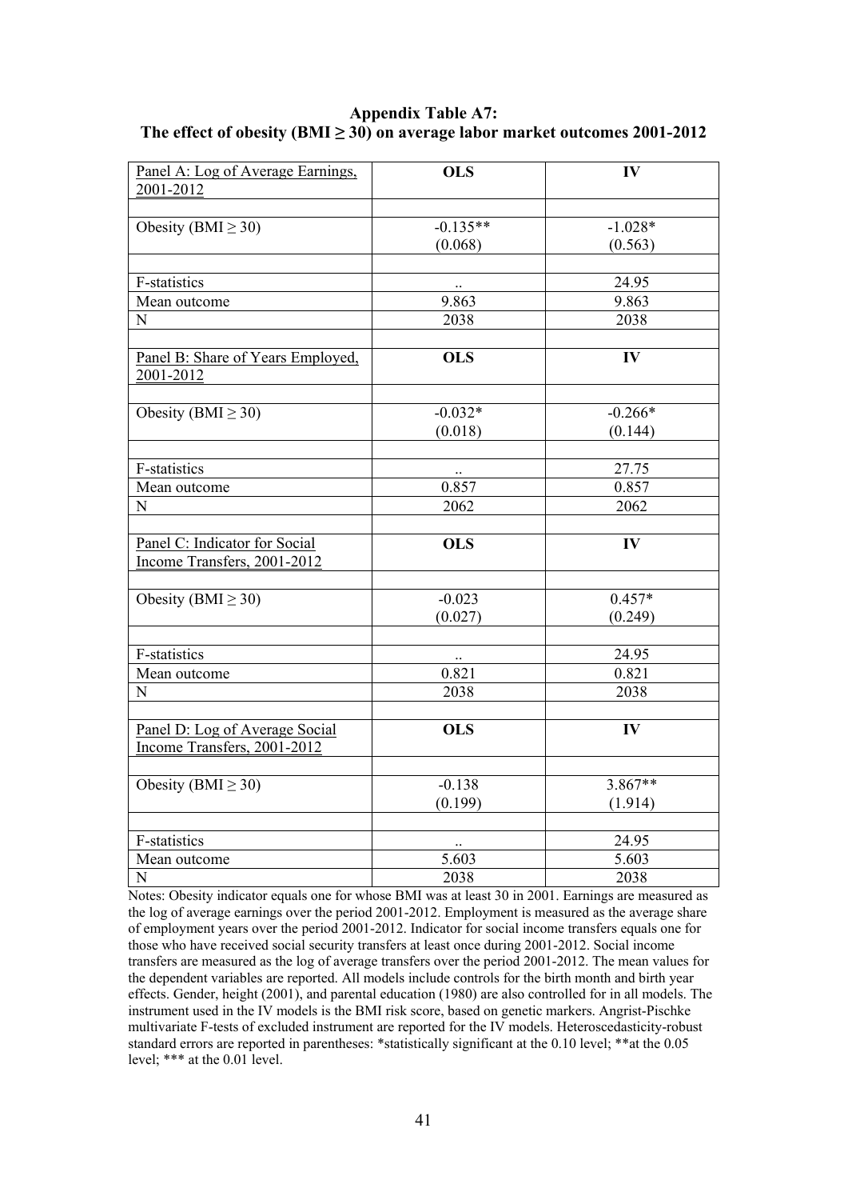**Appendix Table A7:**
**The effect of obesity (BMI ≥ 30) on average labor market outcomes 2001-2012**

| Panel A: Log of Average Earnings, 2001-2012 | OLS | IV |
|---|---|---|
| | | |
| Obesity (BMI ≥ 30) | -0.135** | -1.028* |
| | (0.068) | (0.563) |
| | | |
| F-statistics | .. | 24.95 |
| Mean outcome | 9.863 | 9.863 |
| N | 2038 | 2038 |
| | | |
| Panel B: Share of Years Employed, 2001-2012 | **OLS** | **IV** |
| | | |
| Obesity (BMI ≥ 30) | -0.032* | -0.266* |
| | (0.018) | (0.144) |
| | | |
| F-statistics | .. | 27.75 |
| Mean outcome | 0.857 | 0.857 |
| N | 2062 | 2062 |
| | | |
| Panel C: Indicator for Social Income Transfers, 2001-2012 | **OLS** | **IV** |
| | | |
| Obesity (BMI ≥ 30) | -0.023 | 0.457* |
| | (0.027) | (0.249) |
| | | |
| F-statistics | .. | 24.95 |
| Mean outcome | 0.821 | 0.821 |
| N | 2038 | 2038 |
| | | |
| Panel D: Log of Average Social Income Transfers, 2001-2012 | **OLS** | **IV** |
| | | |
| Obesity (BMI ≥ 30) | -0.138 | 3.867** |
| | (0.199) | (1.914) |
| | | |
| F-statistics | .. | 24.95 |
| Mean outcome | 5.603 | 5.603 |
| N | 2038 | 2038 |

Notes: Obesity indicator equals one for whose BMI was at least 30 in 2001. Earnings are measured as the log of average earnings over the period 2001-2012. Employment is measured as the average share of employment years over the period 2001-2012. Indicator for social income transfers equals one for those who have received social security transfers at least once during 2001-2012. Social income transfers are measured as the log of average transfers over the period 2001-2012. The mean values for the dependent variables are reported. All models include controls for the birth month and birth year effects. Gender, height (2001), and parental education (1980) are also controlled for in all models. The instrument used in the IV models is the BMI risk score, based on genetic markers. Angrist-Pischke multivariate F-tests of excluded instrument are reported for the IV models. Heteroscedasticity-robust standard errors are reported in parentheses: *statistically significant at the 0.10 level; **at the 0.05 level; *** at the 0.01 level.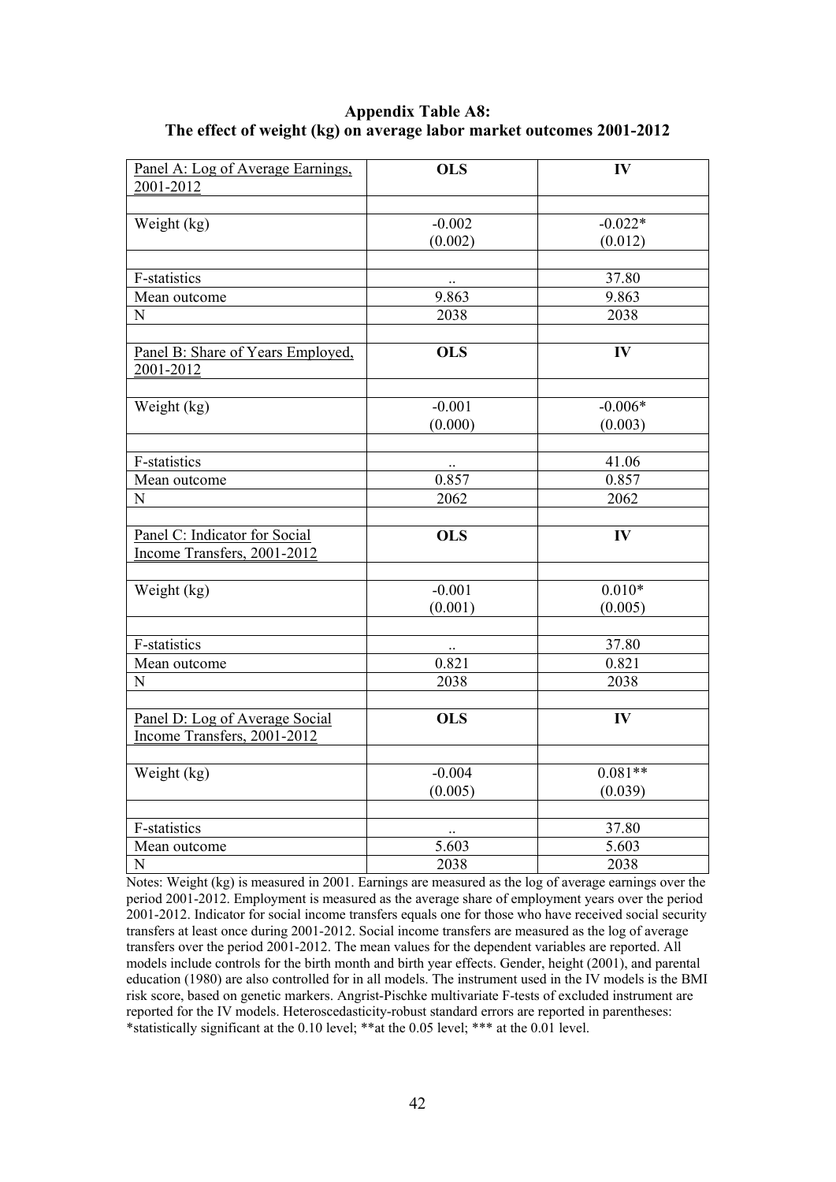**Appendix Table A8:**
**The effect of weight (kg) on average labor market outcomes 2001-2012**

| Panel A: Log of Average Earnings, 2001-2012 | **OLS** | **IV** |
|---|---|---|
| | | |
| Weight (kg) | -0.002 | -0.022* |
| | (0.002) | (0.012) |
| | | |
| F-statistics | .. | 37.80 |
| Mean outcome | 9.863 | 9.863 |
| N | 2038 | 2038 |
| | | |
| Panel B: Share of Years Employed, 2001-2012 | **OLS** | **IV** |
| | | |
| Weight (kg) | -0.001 | -0.006* |
| | (0.000) | (0.003) |
| | | |
| F-statistics | .. | 41.06 |
| Mean outcome | 0.857 | 0.857 |
| N | 2062 | 2062 |
| | | |
| Panel C: Indicator for Social Income Transfers, 2001-2012 | **OLS** | **IV** |
| | | |
| Weight (kg) | -0.001 | 0.010* |
| | (0.001) | (0.005) |
| | | |
| F-statistics | .. | 37.80 |
| Mean outcome | 0.821 | 0.821 |
| N | 2038 | 2038 |
| | | |
| Panel D: Log of Average Social Income Transfers, 2001-2012 | **OLS** | **IV** |
| | | |
| Weight (kg) | -0.004 | 0.081** |
| | (0.005) | (0.039) |
| | | |
| F-statistics | .. | 37.80 |
| Mean outcome | 5.603 | 5.603 |
| N | 2038 | 2038 |

Notes: Weight (kg) is measured in 2001. Earnings are measured as the log of average earnings over the period 2001-2012. Employment is measured as the average share of employment years over the period 2001-2012. Indicator for social income transfers equals one for those who have received social security transfers at least once during 2001-2012. Social income transfers are measured as the log of average transfers over the period 2001-2012. The mean values for the dependent variables are reported. All models include controls for the birth month and birth year effects. Gender, height (2001), and parental education (1980) are also controlled for in all models. The instrument used in the IV models is the BMI risk score, based on genetic markers. Angrist-Pischke multivariate F-tests of excluded instrument are reported for the IV models. Heteroscedasticity-robust standard errors are reported in parentheses: *statistically significant at the 0.10 level; **at the 0.05 level; *** at the 0.01 level.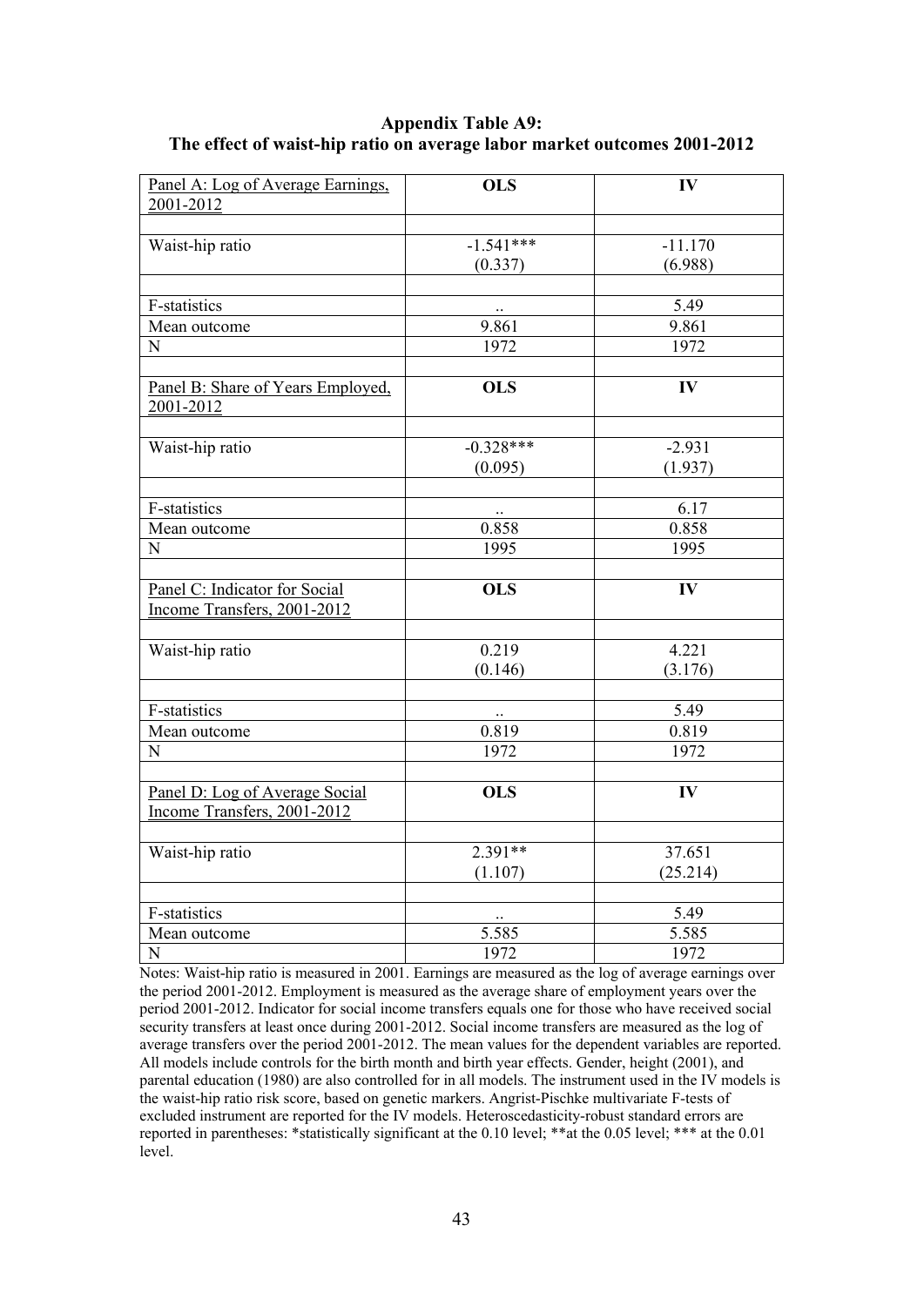**Appendix Table A9:**
**The effect of waist-hip ratio on average labor market outcomes 2001-2012**

| Panel A: Log of Average Earnings, 2001-2012 | **OLS** | **IV** |
|---|---|---|
| | | |
| Waist-hip ratio | -1.541*** | -11.170 |
| | (0.337) | (6.988) |
| | | |
| F-statistics | .. | 5.49 |
| Mean outcome | 9.861 | 9.861 |
| N | 1972 | 1972 |
| | | |
| Panel B: Share of Years Employed, 2001-2012 | **OLS** | **IV** |
| | | |
| Waist-hip ratio | -0.328*** | -2.931 |
| | (0.095) | (1.937) |
| | | |
| F-statistics | .. | 6.17 |
| Mean outcome | 0.858 | 0.858 |
| N | 1995 | 1995 |
| | | |
| Panel C: Indicator for Social Income Transfers, 2001-2012 | **OLS** | **IV** |
| | | |
| Waist-hip ratio | 0.219 | 4.221 |
| | (0.146) | (3.176) |
| | | |
| F-statistics | .. | 5.49 |
| Mean outcome | 0.819 | 0.819 |
| N | 1972 | 1972 |
| | | |
| Panel D: Log of Average Social Income Transfers, 2001-2012 | **OLS** | **IV** |
| | | |
| Waist-hip ratio | 2.391** | 37.651 |
| | (1.107) | (25.214) |
| | | |
| F-statistics | .. | 5.49 |
| Mean outcome | 5.585 | 5.585 |
| N | 1972 | 1972 |

Notes: Waist-hip ratio is measured in 2001. Earnings are measured as the log of average earnings over the period 2001-2012. Employment is measured as the average share of employment years over the period 2001-2012. Indicator for social income transfers equals one for those who have received social security transfers at least once during 2001-2012. Social income transfers are measured as the log of average transfers over the period 2001-2012. The mean values for the dependent variables are reported. All models include controls for the birth month and birth year effects. Gender, height (2001), and parental education (1980) are also controlled for in all models. The instrument used in the IV models is the waist-hip ratio risk score, based on genetic markers. Angrist-Pischke multivariate F-tests of excluded instrument are reported for the IV models. Heteroscedasticity-robust standard errors are reported in parentheses: *statistically significant at the 0.10 level; **at the 0.05 level; *** at the 0.01 level.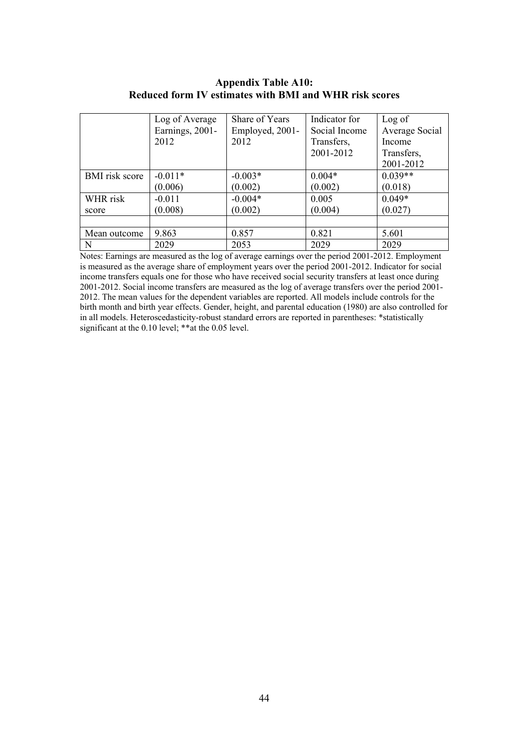**Appendix Table A10:**
**Reduced form IV estimates with BMI and WHR risk scores**

| | Log of Average Earnings, 2001-2012 | Share of Years Employed, 2001-2012 | Indicator for Social Income Transfers, 2001-2012 | Log of Average Social Income Transfers, 2001-2012 |
|---|---|---|---|---|
| BMI risk score | -0.011* (0.006) | -0.003* (0.002) | 0.004* (0.002) | 0.039** (0.018) |
| WHR risk score | -0.011 (0.008) | -0.004* (0.002) | 0.005 (0.004) | 0.049* (0.027) |
| | | | | |
| Mean outcome | 9.863 | 0.857 | 0.821 | 5.601 |
| N | 2029 | 2053 | 2029 | 2029 |

Notes: Earnings are measured as the log of average earnings over the period 2001-2012. Employment is measured as the average share of employment years over the period 2001-2012. Indicator for social income transfers equals one for those who have received social security transfers at least once during 2001-2012. Social income transfers are measured as the log of average transfers over the period 2001-2012. The mean values for the dependent variables are reported. All models include controls for the birth month and birth year effects. Gender, height, and parental education (1980) are also controlled for in all models. Heteroscedasticity-robust standard errors are reported in parentheses: *statistically significant at the 0.10 level; **at the 0.05 level.